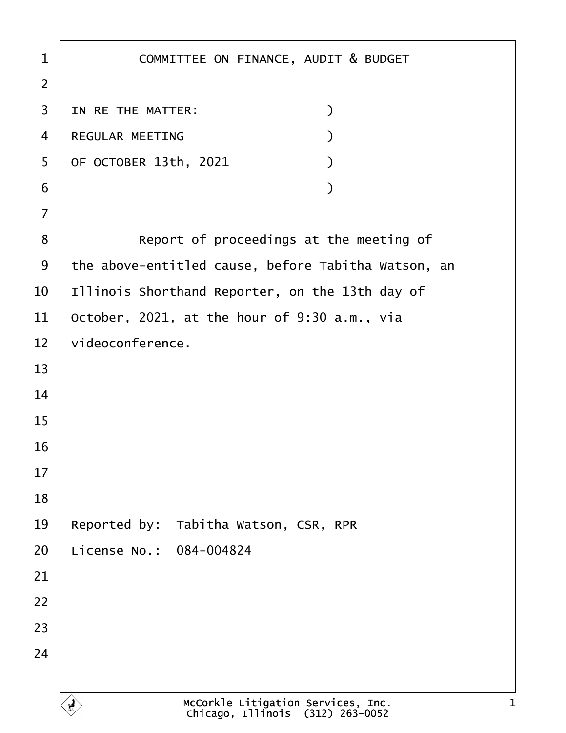# COMMITTEE ON FINANCE, AUDIT & BUDGET

IN RE THE MATTER: )
REGULAR MEETING )
OF OCTOBER 13th, 2021 )
)

Report of proceedings at the meeting of the above-entitled cause, before Tabitha Watson, an Illinois Shorthand Reporter, on the 13th day of October, 2021, at the hour of 9:30 a.m., via videoconference.

Reported by: Tabitha Watson, CSR, RPR
License No.: 084-004824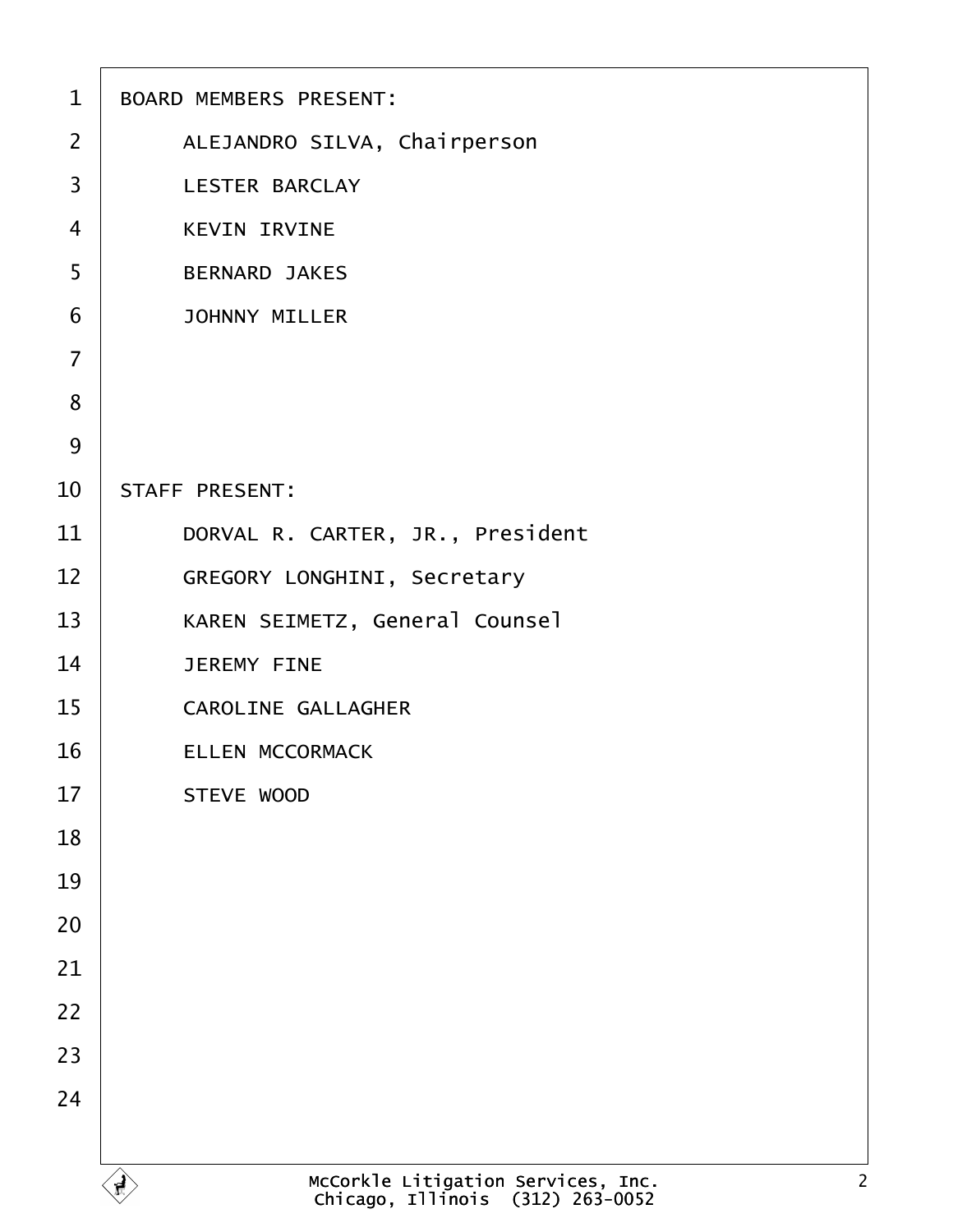BOARD MEMBERS PRESENT:

ALEJANDRO SILVA, Chairperson

LESTER BARCLAY

KEVIN IRVINE

BERNARD JAKES

JOHNNY MILLER

STAFF PRESENT:

DORVAL R. CARTER, JR., President

GREGORY LONGHINI, Secretary

KAREN SEIMETZ, General Counsel

JEREMY FINE

CAROLINE GALLAGHER

ELLEN MCCORMACK

STEVE WOOD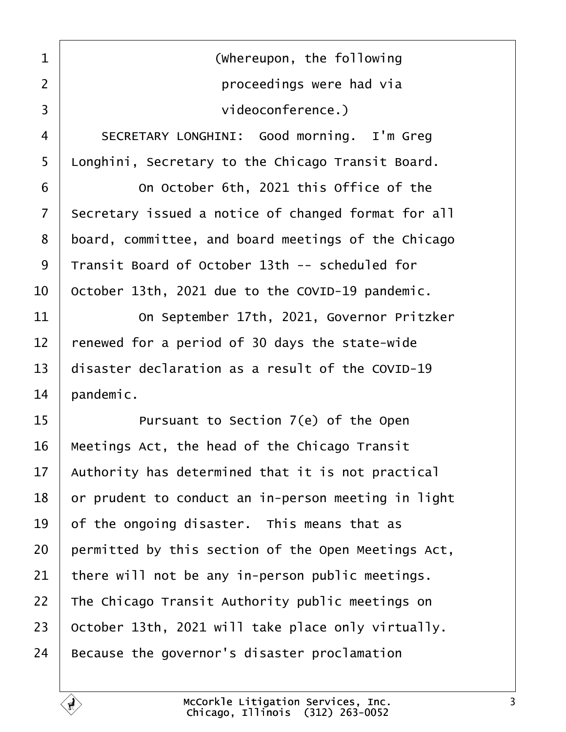(Whereupon, the following proceedings were had via videoconference.)

SECRETARY LONGHINI: Good morning. I'm Greg Longhini, Secretary to the Chicago Transit Board.

On October 6th, 2021 this Office of the Secretary issued a notice of changed format for all board, committee, and board meetings of the Chicago Transit Board of October 13th -- scheduled for October 13th, 2021 due to the COVID-19 pandemic.

On September 17th, 2021, Governor Pritzker renewed for a period of 30 days the state-wide disaster declaration as a result of the COVID-19 pandemic.

Pursuant to Section 7(e) of the Open Meetings Act, the head of the Chicago Transit Authority has determined that it is not practical or prudent to conduct an in-person meeting in light of the ongoing disaster. This means that as permitted by this section of the Open Meetings Act, there will not be any in-person public meetings. The Chicago Transit Authority public meetings on October 13th, 2021 will take place only virtually. Because the governor's disaster proclamation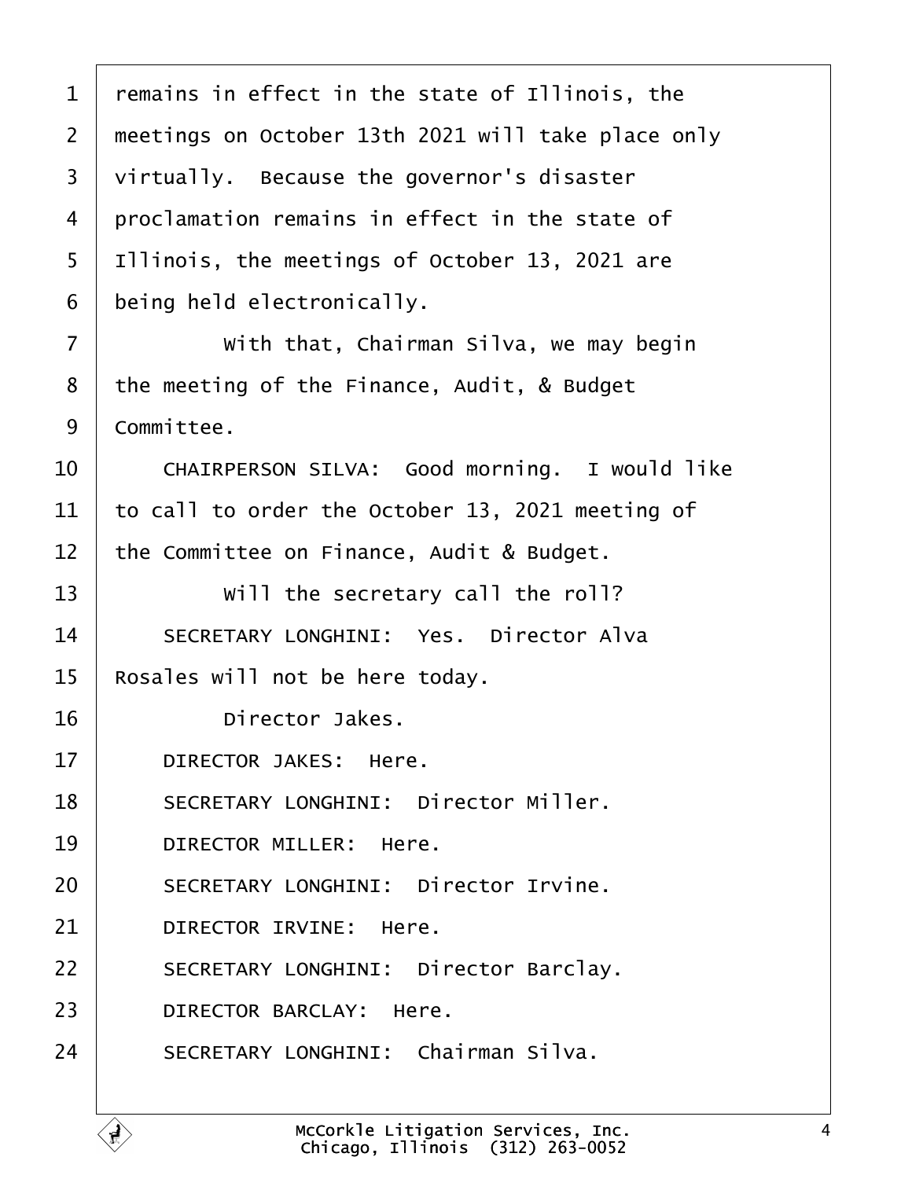remains in effect in the state of Illinois, the meetings on October 13th 2021 will take place only virtually. Because the governor's disaster proclamation remains in effect in the state of Illinois, the meetings of October 13, 2021 are being held electronically.

With that, Chairman Silva, we may begin the meeting of the Finance, Audit, & Budget Committee.

CHAIRPERSON SILVA: Good morning. I would like to call to order the October 13, 2021 meeting of the Committee on Finance, Audit & Budget.

Will the secretary call the roll?

SECRETARY LONGHINI: Yes. Director Alva Rosales will not be here today.

Director Jakes.

DIRECTOR JAKES: Here.

SECRETARY LONGHINI: Director Miller.

DIRECTOR MILLER: Here.

SECRETARY LONGHINI: Director Irvine.

DIRECTOR IRVINE: Here.

SECRETARY LONGHINI: Director Barclay.

DIRECTOR BARCLAY: Here.

SECRETARY LONGHINI: Chairman Silva.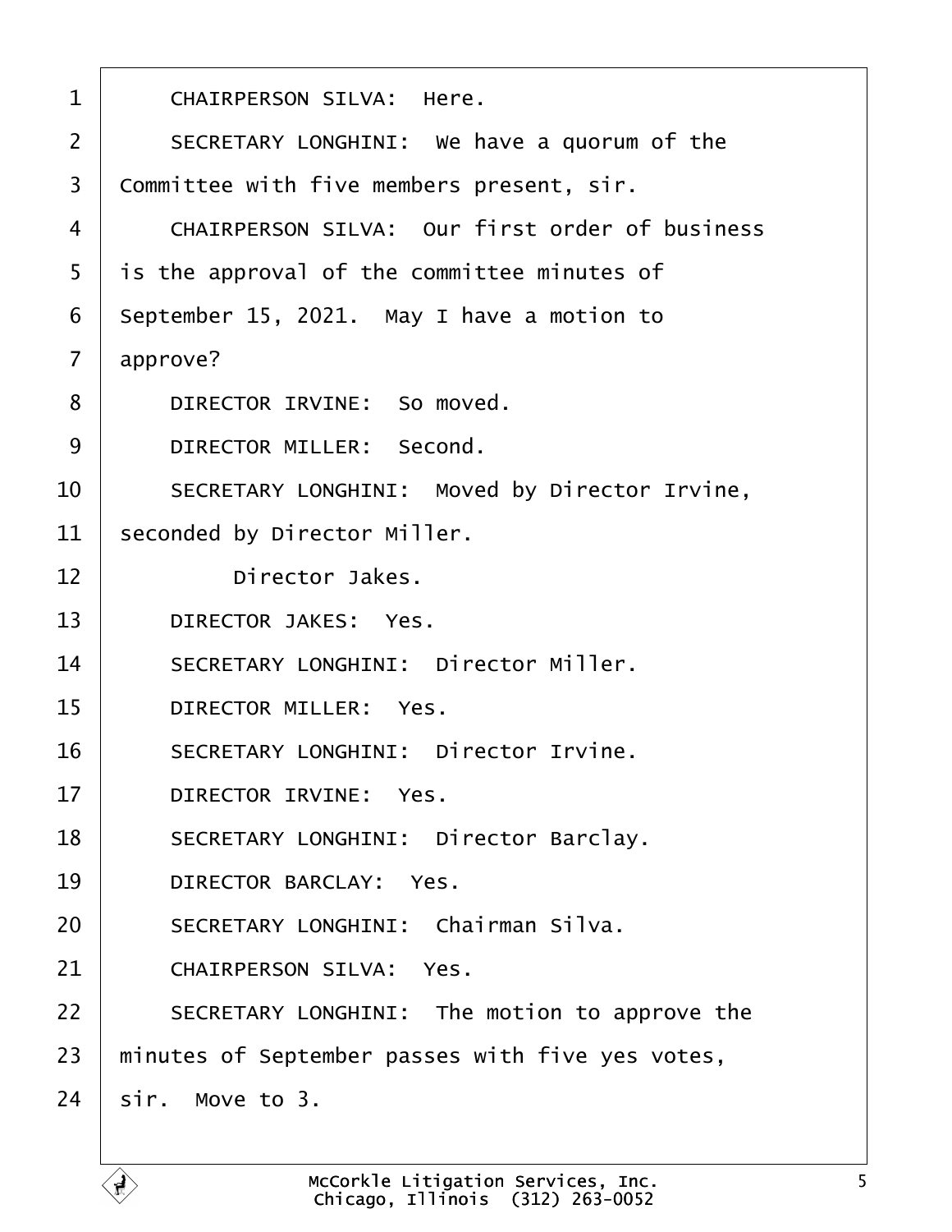1 CHAIRPERSON SILVA: Here.

2 SECRETARY LONGHINI: We have a quorum of the

3 Committee with five members present, sir.

4 CHAIRPERSON SILVA: Our first order of business

5 is the approval of the committee minutes of

6 September 15, 2021. May I have a motion to

7 approve?

8 DIRECTOR IRVINE: So moved.

9 DIRECTOR MILLER: Second.

10 SECRETARY LONGHINI: Moved by Director Irvine,

11 seconded by Director Miller.

12 Director Jakes.

13 DIRECTOR JAKES: Yes.

14 SECRETARY LONGHINI: Director Miller.

15 DIRECTOR MILLER: Yes.

16 SECRETARY LONGHINI: Director Irvine.

17 DIRECTOR IRVINE: Yes.

18 SECRETARY LONGHINI: Director Barclay.

19 DIRECTOR BARCLAY: Yes.

20 SECRETARY LONGHINI: Chairman Silva.

21 CHAIRPERSON SILVA: Yes.

22 SECRETARY LONGHINI: The motion to approve the

23 minutes of September passes with five yes votes,

24 sir. Move to 3.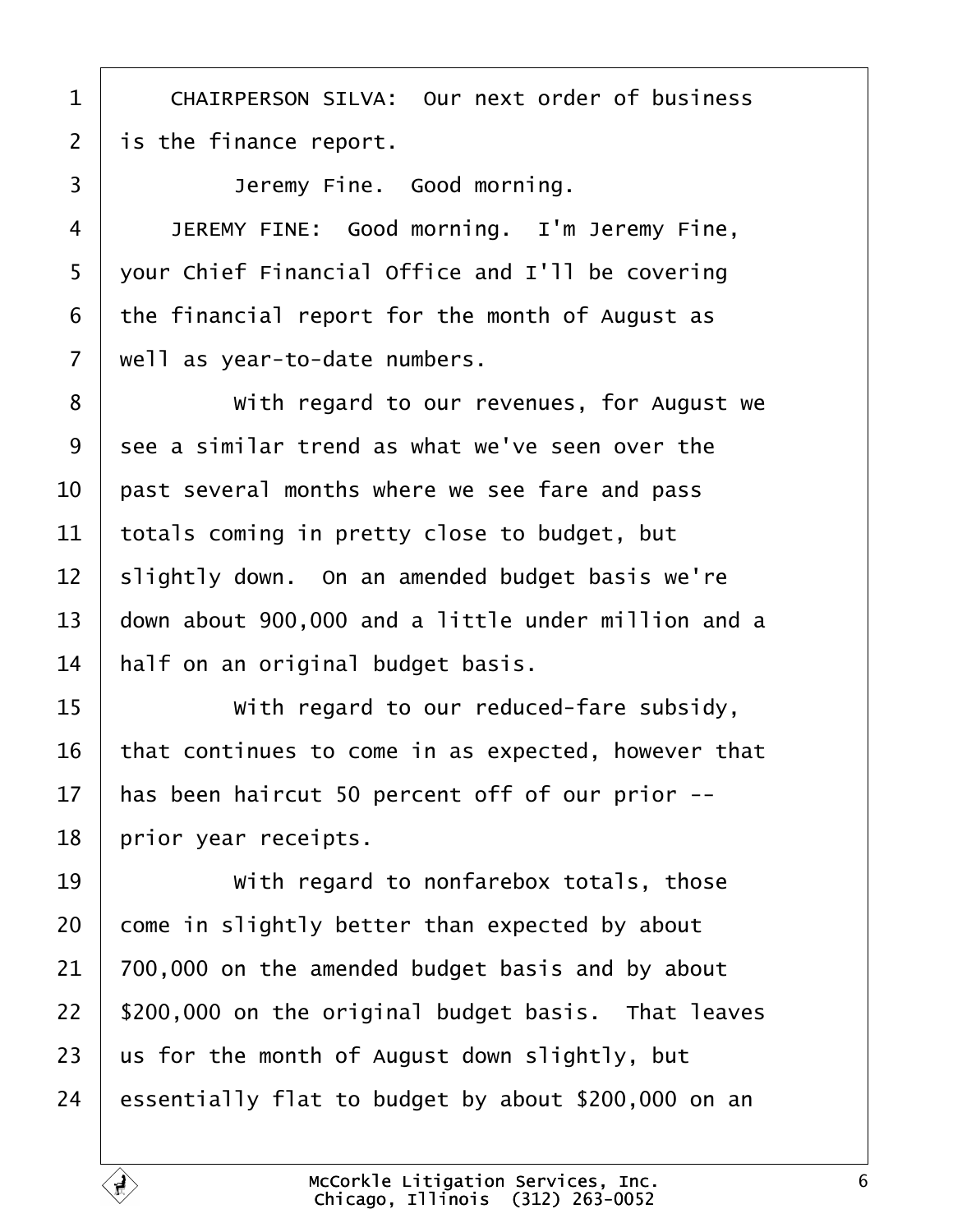CHAIRPERSON SILVA: Our next order of business is the finance report.

Jeremy Fine. Good morning.

JEREMY FINE: Good morning. I'm Jeremy Fine, your Chief Financial Office and I'll be covering the financial report for the month of August as well as year-to-date numbers.

With regard to our revenues, for August we see a similar trend as what we've seen over the past several months where we see fare and pass totals coming in pretty close to budget, but slightly down. On an amended budget basis we're down about 900,000 and a little under million and a half on an original budget basis.

With regard to our reduced-fare subsidy, that continues to come in as expected, however that has been haircut 50 percent off of our prior -- prior year receipts.

With regard to nonfarebox totals, those come in slightly better than expected by about 700,000 on the amended budget basis and by about $200,000 on the original budget basis. That leaves us for the month of August down slightly, but essentially flat to budget by about $200,000 on an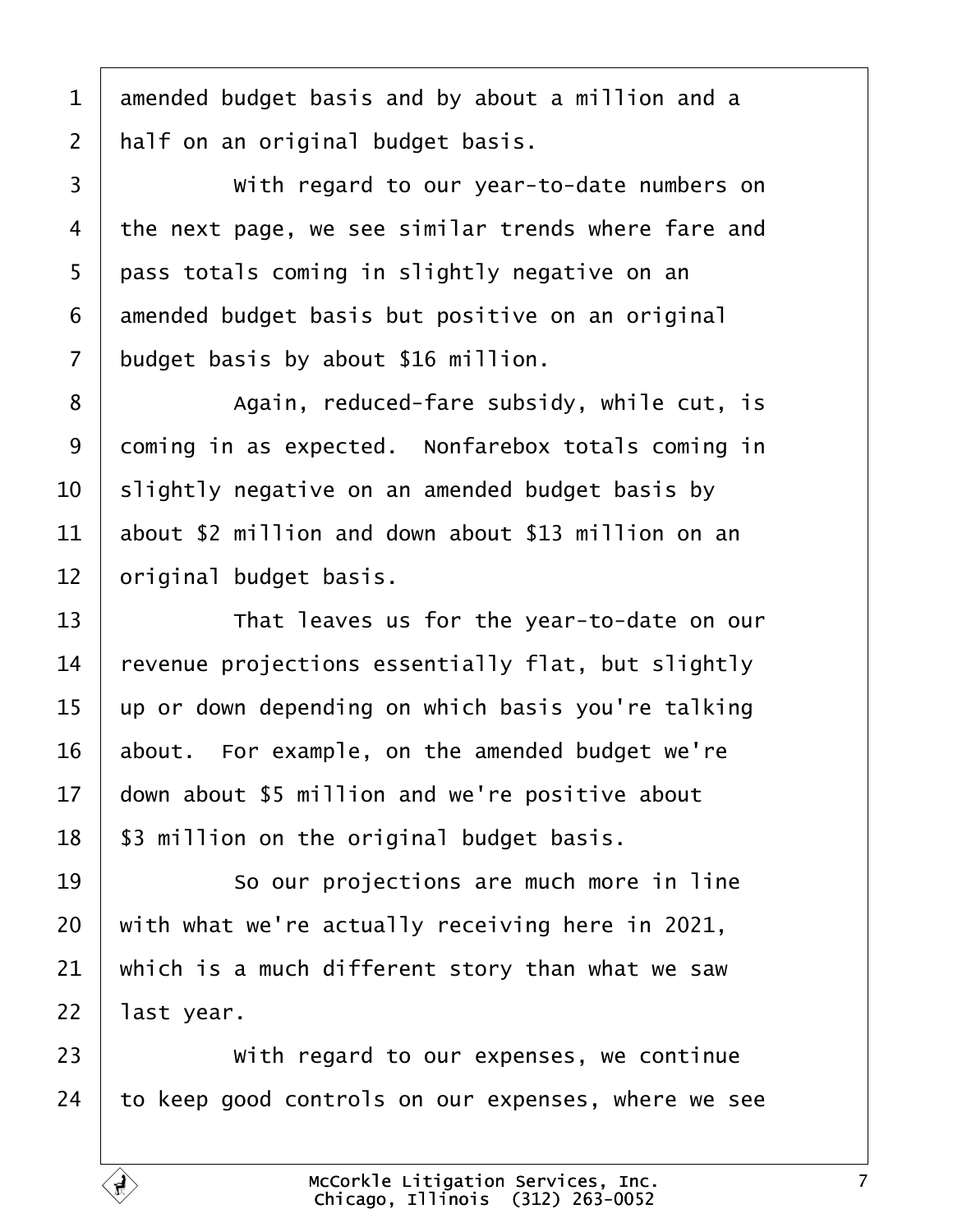amended budget basis and by about a million and a half on an original budget basis.

With regard to our year-to-date numbers on the next page, we see similar trends where fare and pass totals coming in slightly negative on an amended budget basis but positive on an original budget basis by about $16 million.

Again, reduced-fare subsidy, while cut, is coming in as expected. Nonfarebox totals coming in slightly negative on an amended budget basis by about $2 million and down about $13 million on an original budget basis.

That leaves us for the year-to-date on our revenue projections essentially flat, but slightly up or down depending on which basis you're talking about. For example, on the amended budget we're down about $5 million and we're positive about $3 million on the original budget basis.

So our projections are much more in line with what we're actually receiving here in 2021, which is a much different story than what we saw last year.

With regard to our expenses, we continue to keep good controls on our expenses, where we see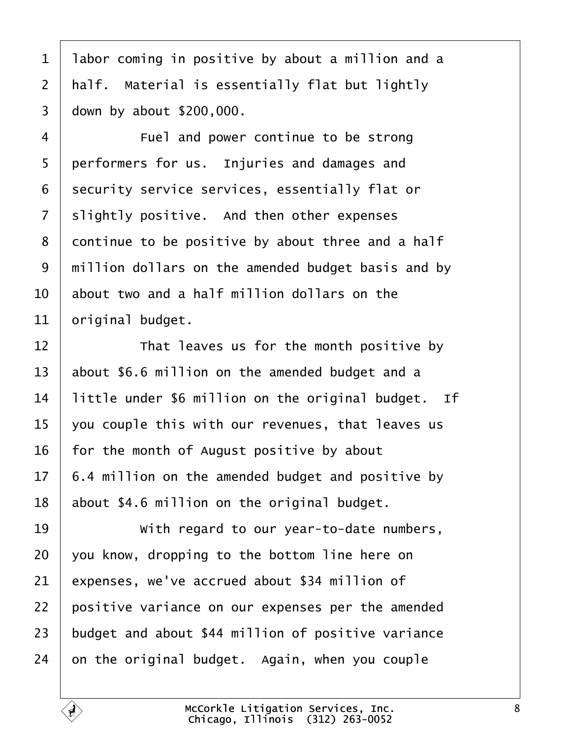labor coming in positive by about a million and a half. Material is essentially flat but lightly down by about $200,000.

Fuel and power continue to be strong performers for us. Injuries and damages and security service services, essentially flat or slightly positive. And then other expenses continue to be positive by about three and a half million dollars on the amended budget basis and by about two and a half million dollars on the original budget.

That leaves us for the month positive by about $6.6 million on the amended budget and a little under $6 million on the original budget. If you couple this with our revenues, that leaves us for the month of August positive by about 6.4 million on the amended budget and positive by about $4.6 million on the original budget.

With regard to our year-to-date numbers, you know, dropping to the bottom line here on expenses, we've accrued about $34 million of positive variance on our expenses per the amended budget and about $44 million of positive variance on the original budget. Again, when you couple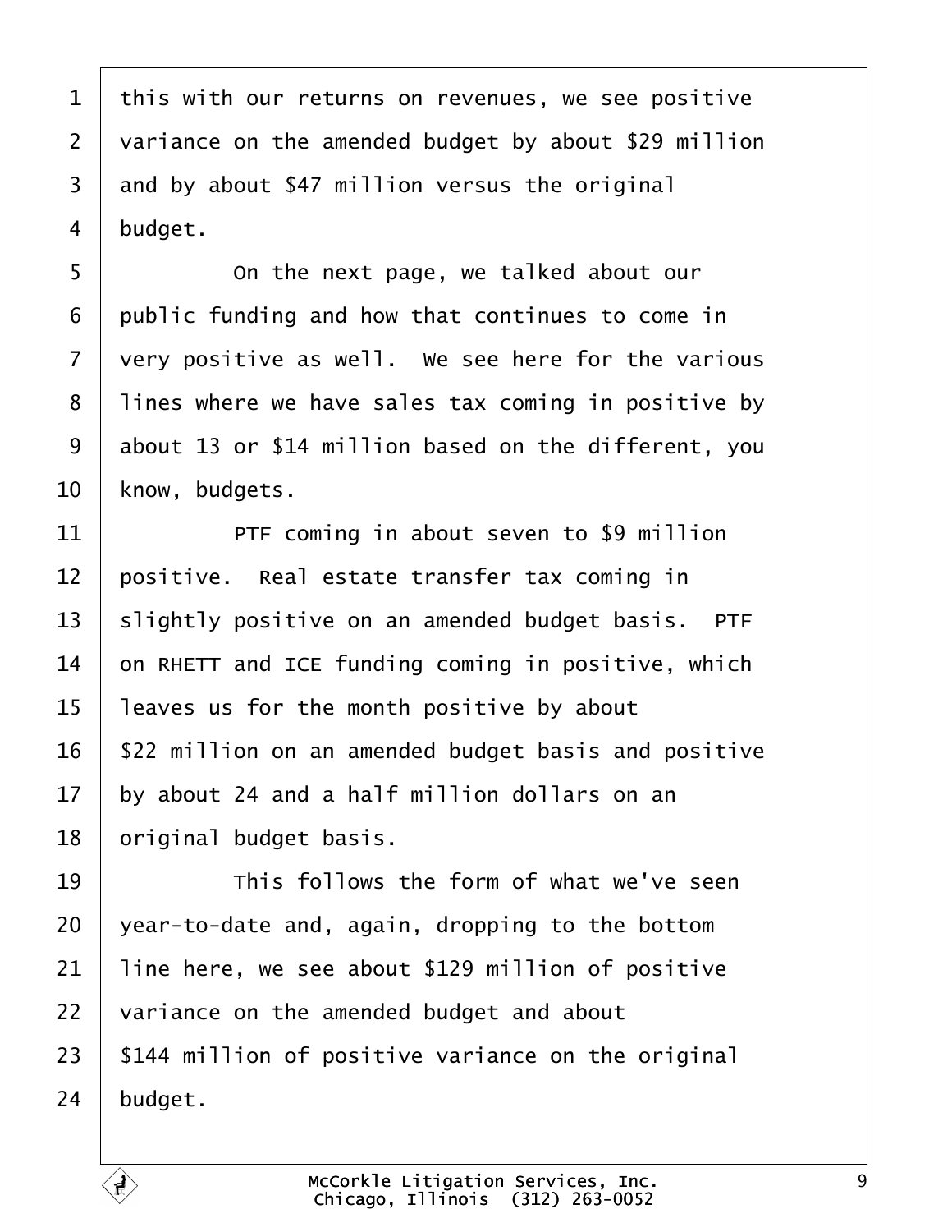this with our returns on revenues, we see positive variance on the amended budget by about $29 million and by about $47 million versus the original budget.

On the next page, we talked about our public funding and how that continues to come in very positive as well. We see here for the various lines where we have sales tax coming in positive by about 13 or $14 million based on the different, you know, budgets.

PTF coming in about seven to $9 million positive. Real estate transfer tax coming in slightly positive on an amended budget basis. PTF on RHETT and ICE funding coming in positive, which leaves us for the month positive by about $22 million on an amended budget basis and positive by about 24 and a half million dollars on an original budget basis.

This follows the form of what we've seen year-to-date and, again, dropping to the bottom line here, we see about $129 million of positive variance on the amended budget and about $144 million of positive variance on the original budget.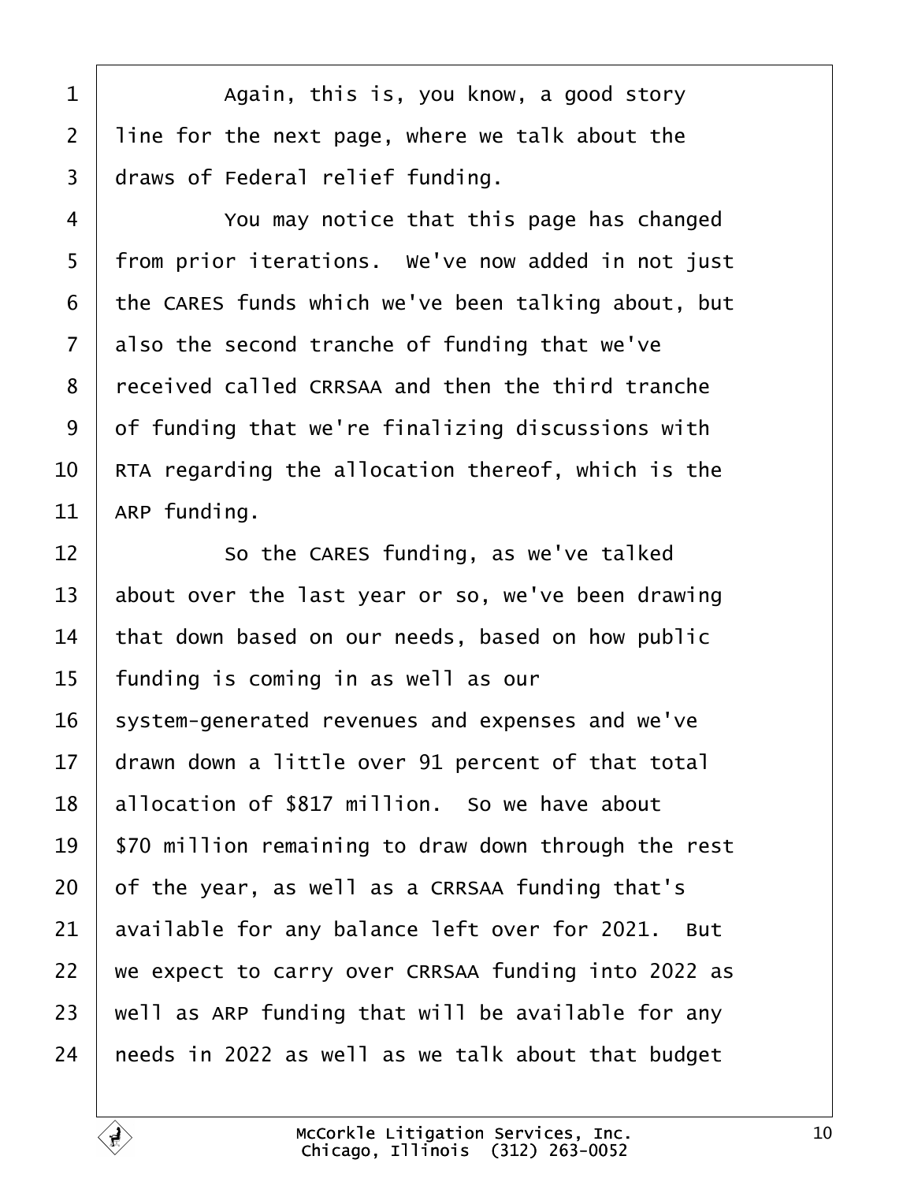Again, this is, you know, a good story line for the next page, where we talk about the draws of Federal relief funding.

You may notice that this page has changed from prior iterations. We've now added in not just the CARES funds which we've been talking about, but also the second tranche of funding that we've received called CRRSAA and then the third tranche of funding that we're finalizing discussions with RTA regarding the allocation thereof, which is the ARP funding.

So the CARES funding, as we've talked about over the last year or so, we've been drawing that down based on our needs, based on how public funding is coming in as well as our system-generated revenues and expenses and we've drawn down a little over 91 percent of that total allocation of $817 million. So we have about $70 million remaining to draw down through the rest of the year, as well as a CRRSAA funding that's available for any balance left over for 2021. But we expect to carry over CRRSAA funding into 2022 as well as ARP funding that will be available for any needs in 2022 as well as we talk about that budget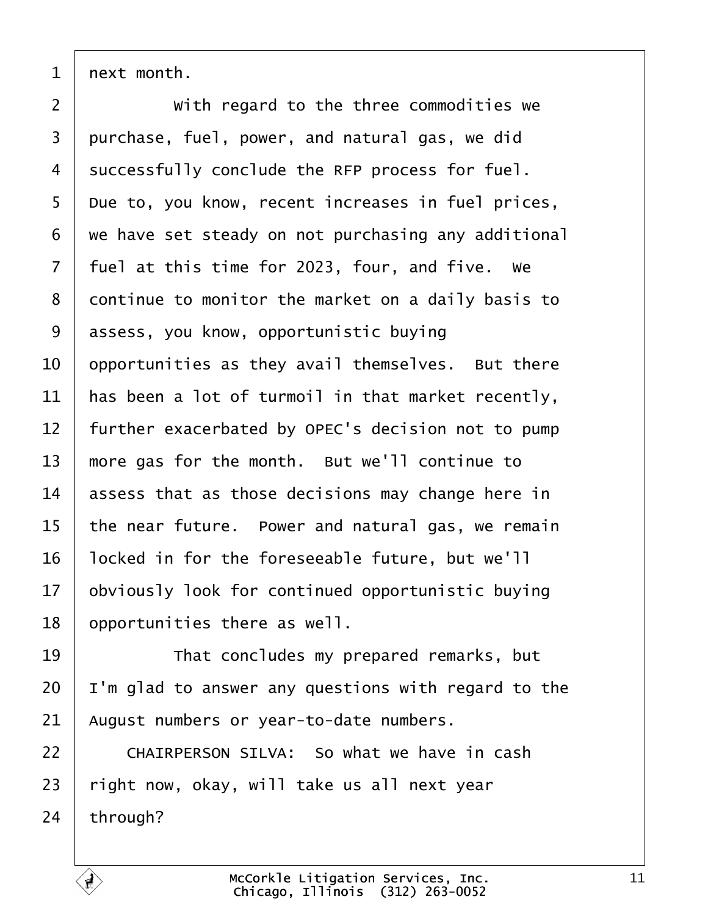next month.

With regard to the three commodities we purchase, fuel, power, and natural gas, we did successfully conclude the RFP process for fuel. Due to, you know, recent increases in fuel prices, we have set steady on not purchasing any additional fuel at this time for 2023, four, and five. We continue to monitor the market on a daily basis to assess, you know, opportunistic buying opportunities as they avail themselves. But there has been a lot of turmoil in that market recently, further exacerbated by OPEC's decision not to pump more gas for the month. But we'll continue to assess that as those decisions may change here in the near future. Power and natural gas, we remain locked in for the foreseeable future, but we'll obviously look for continued opportunistic buying opportunities there as well.

That concludes my prepared remarks, but I'm glad to answer any questions with regard to the August numbers or year-to-date numbers.

CHAIRPERSON SILVA: So what we have in cash right now, okay, will take us all next year through?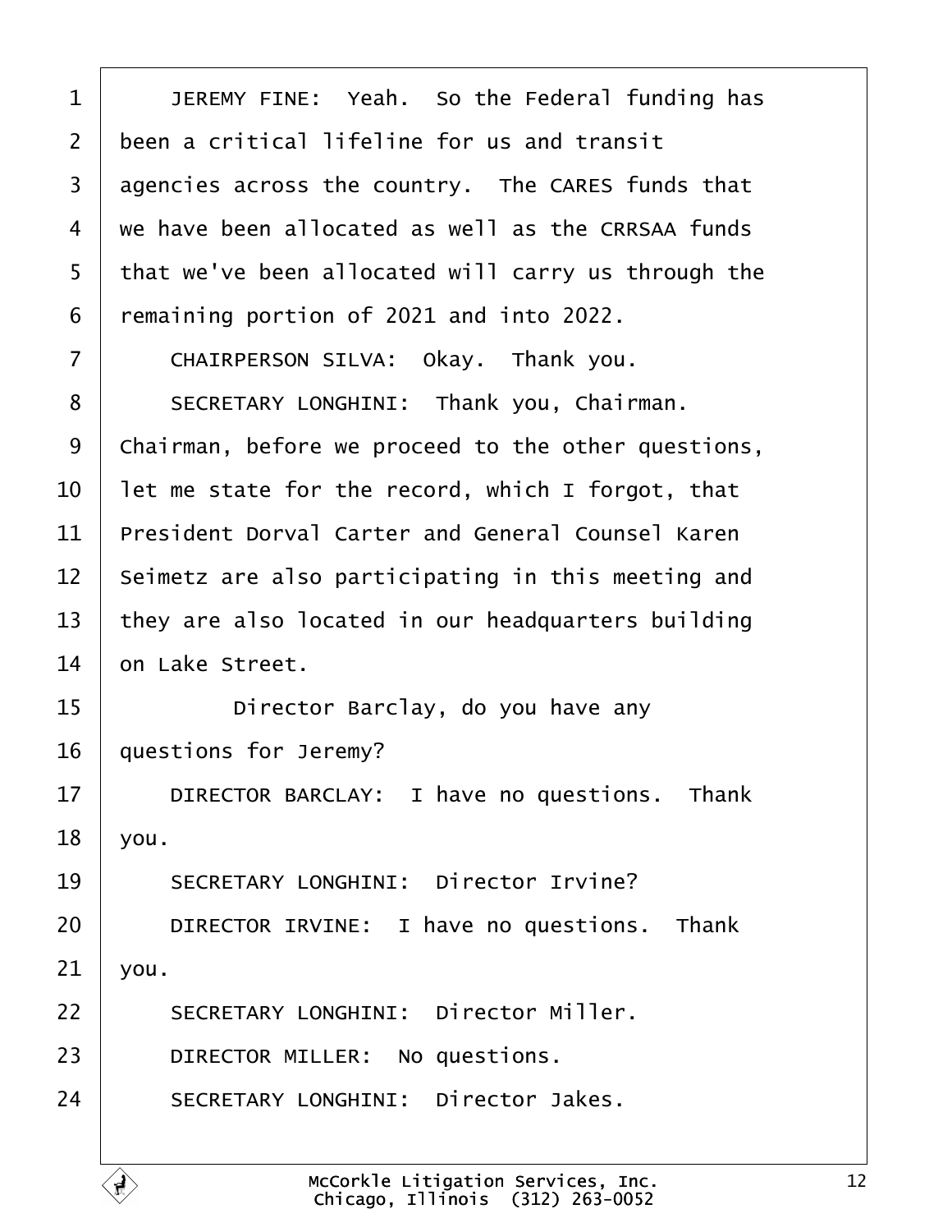JEREMY FINE: Yeah. So the Federal funding has been a critical lifeline for us and transit agencies across the country. The CARES funds that we have been allocated as well as the CRRSAA funds that we've been allocated will carry us through the remaining portion of 2021 and into 2022.

CHAIRPERSON SILVA: Okay. Thank you.

SECRETARY LONGHINI: Thank you, Chairman. Chairman, before we proceed to the other questions, let me state for the record, which I forgot, that President Dorval Carter and General Counsel Karen Seimetz are also participating in this meeting and they are also located in our headquarters building on Lake Street.

Director Barclay, do you have any questions for Jeremy?

DIRECTOR BARCLAY: I have no questions. Thank you.

SECRETARY LONGHINI: Director Irvine?

DIRECTOR IRVINE: I have no questions. Thank you.

SECRETARY LONGHINI: Director Miller.

DIRECTOR MILLER: No questions.

SECRETARY LONGHINI: Director Jakes.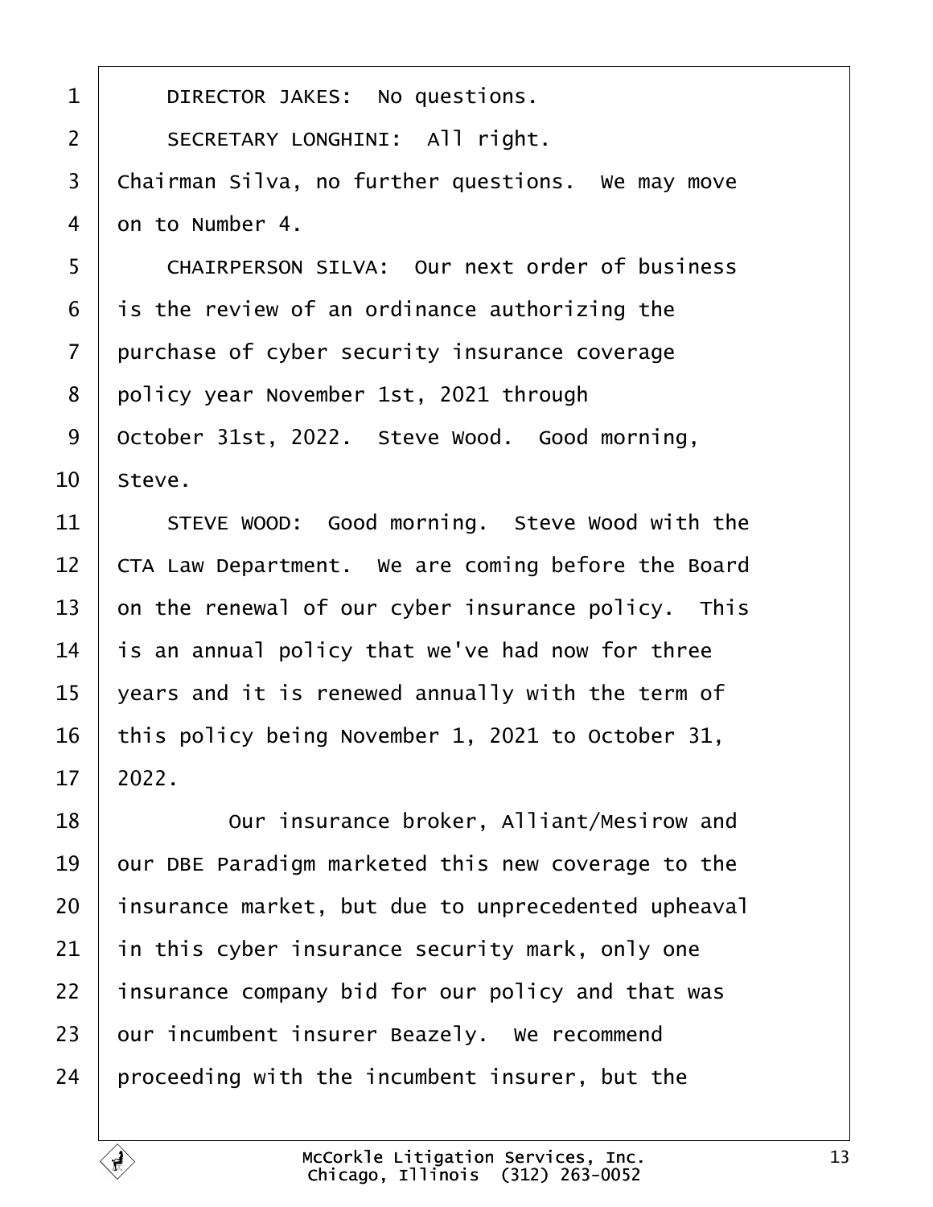1 DIRECTOR JAKES: No questions.

2 SECRETARY LONGHINI: All right.

3 Chairman Silva, no further questions. We may move

4 on to Number 4.

5 CHAIRPERSON SILVA: Our next order of business

6 is the review of an ordinance authorizing the

7 purchase of cyber security insurance coverage

8 policy year November 1st, 2021 through

9 October 31st, 2022. Steve Wood. Good morning,

10 Steve.

11 STEVE WOOD: Good morning. Steve Wood with the

12 CTA Law Department. We are coming before the Board

13 on the renewal of our cyber insurance policy. This

14 is an annual policy that we've had now for three

15 years and it is renewed annually with the term of

16 this policy being November 1, 2021 to October 31,

17 2022.

18 Our insurance broker, Alliant/Mesirow and

19 our DBE Paradigm marketed this new coverage to the

20 insurance market, but due to unprecedented upheaval

21 in this cyber insurance security mark, only one

22 insurance company bid for our policy and that was

23 our incumbent insurer Beazely. We recommend

24 proceeding with the incumbent insurer, but the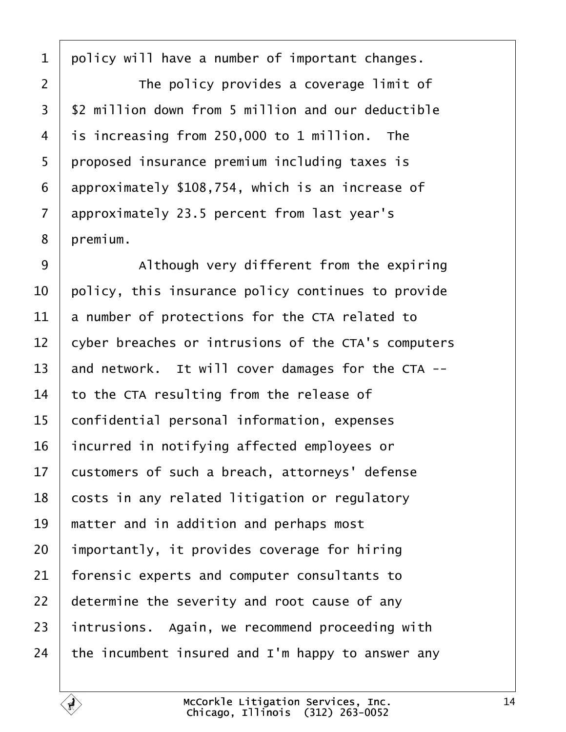policy will have a number of important changes.

The policy provides a coverage limit of $2 million down from 5 million and our deductible is increasing from 250,000 to 1 million. The proposed insurance premium including taxes is approximately $108,754, which is an increase of approximately 23.5 percent from last year's premium.

Although very different from the expiring policy, this insurance policy continues to provide a number of protections for the CTA related to cyber breaches or intrusions of the CTA's computers and network. It will cover damages for the CTA -- to the CTA resulting from the release of confidential personal information, expenses incurred in notifying affected employees or customers of such a breach, attorneys' defense costs in any related litigation or regulatory matter and in addition and perhaps most importantly, it provides coverage for hiring forensic experts and computer consultants to determine the severity and root cause of any intrusions. Again, we recommend proceeding with the incumbent insured and I'm happy to answer any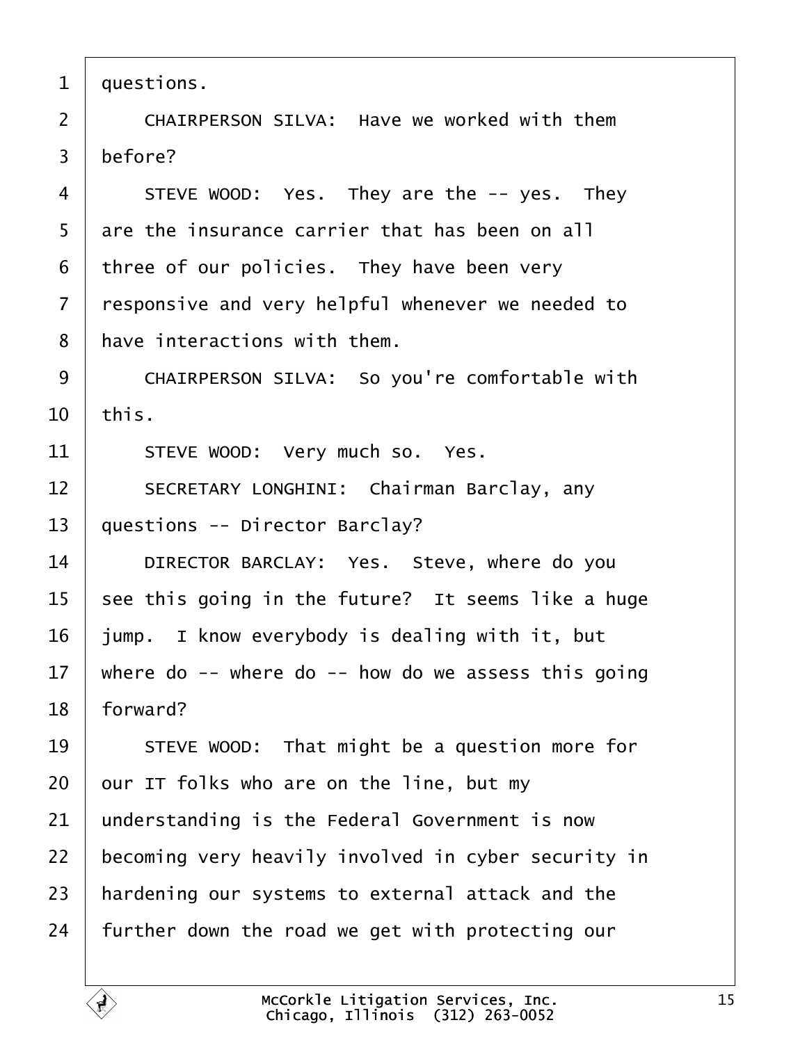questions.

CHAIRPERSON SILVA: Have we worked with them before?

STEVE WOOD: Yes. They are the -- yes. They are the insurance carrier that has been on all three of our policies. They have been very responsive and very helpful whenever we needed to have interactions with them.

CHAIRPERSON SILVA: So you're comfortable with this.

STEVE WOOD: Very much so. Yes.

SECRETARY LONGHINI: Chairman Barclay, any questions -- Director Barclay?

DIRECTOR BARCLAY: Yes. Steve, where do you see this going in the future? It seems like a huge jump. I know everybody is dealing with it, but where do -- where do -- how do we assess this going forward?

STEVE WOOD: That might be a question more for our IT folks who are on the line, but my understanding is the Federal Government is now becoming very heavily involved in cyber security in hardening our systems to external attack and the further down the road we get with protecting our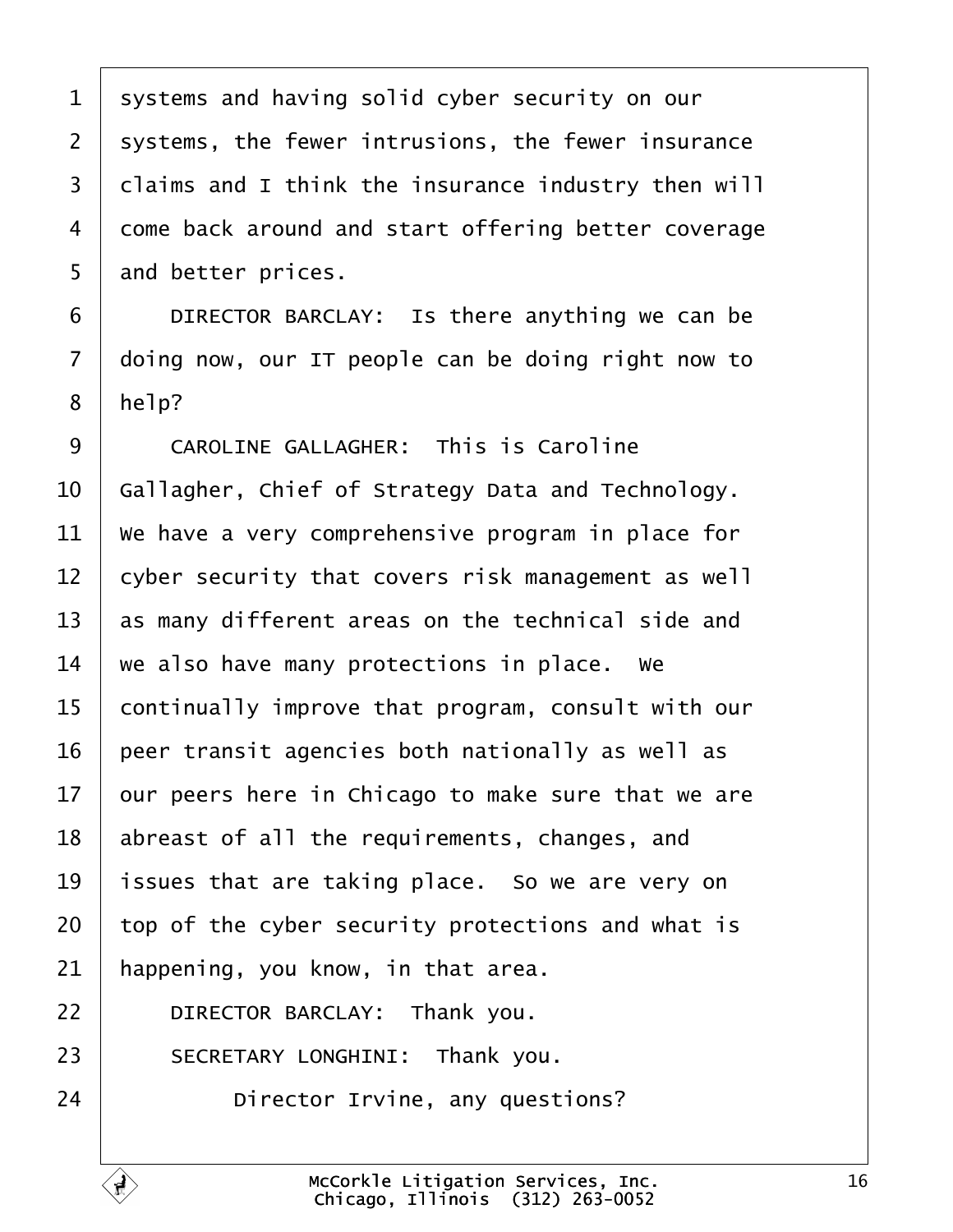systems and having solid cyber security on our systems, the fewer intrusions, the fewer insurance claims and I think the insurance industry then will come back around and start offering better coverage and better prices.

DIRECTOR BARCLAY: Is there anything we can be doing now, our IT people can be doing right now to help?

CAROLINE GALLAGHER: This is Caroline Gallagher, Chief of Strategy Data and Technology. We have a very comprehensive program in place for cyber security that covers risk management as well as many different areas on the technical side and we also have many protections in place. We continually improve that program, consult with our peer transit agencies both nationally as well as our peers here in Chicago to make sure that we are abreast of all the requirements, changes, and issues that are taking place. So we are very on top of the cyber security protections and what is happening, you know, in that area.

DIRECTOR BARCLAY: Thank you.

SECRETARY LONGHINI: Thank you.

Director Irvine, any questions?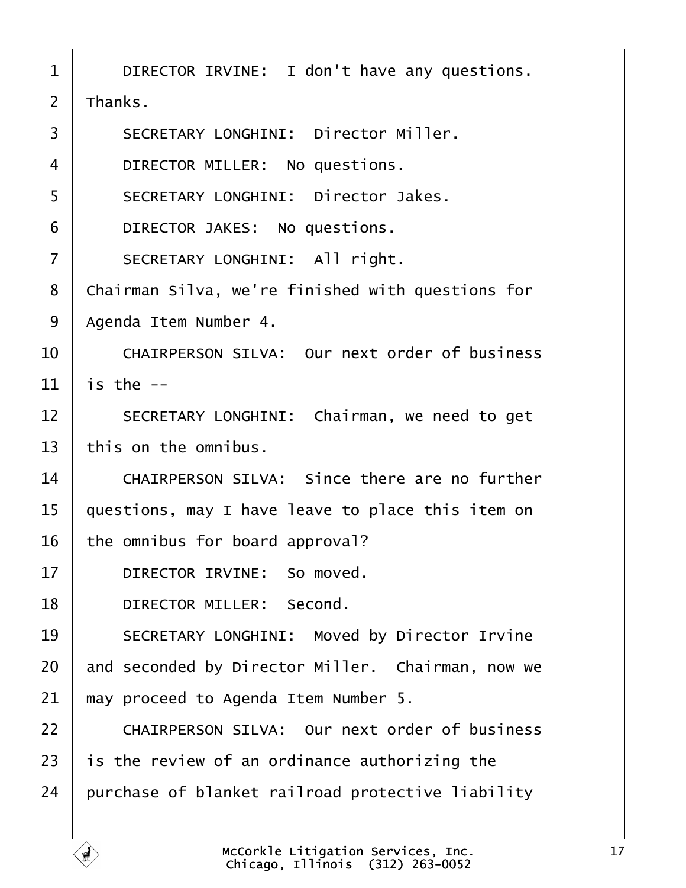DIRECTOR IRVINE: I don't have any questions. Thanks.

SECRETARY LONGHINI: Director Miller.

DIRECTOR MILLER: No questions.

SECRETARY LONGHINI: Director Jakes.

DIRECTOR JAKES: No questions.

SECRETARY LONGHINI: All right. Chairman Silva, we're finished with questions for Agenda Item Number 4.

CHAIRPERSON SILVA: Our next order of business is the --

SECRETARY LONGHINI: Chairman, we need to get this on the omnibus.

CHAIRPERSON SILVA: Since there are no further questions, may I have leave to place this item on the omnibus for board approval?

DIRECTOR IRVINE: So moved.

DIRECTOR MILLER: Second.

SECRETARY LONGHINI: Moved by Director Irvine and seconded by Director Miller. Chairman, now we may proceed to Agenda Item Number 5.

CHAIRPERSON SILVA: Our next order of business is the review of an ordinance authorizing the purchase of blanket railroad protective liability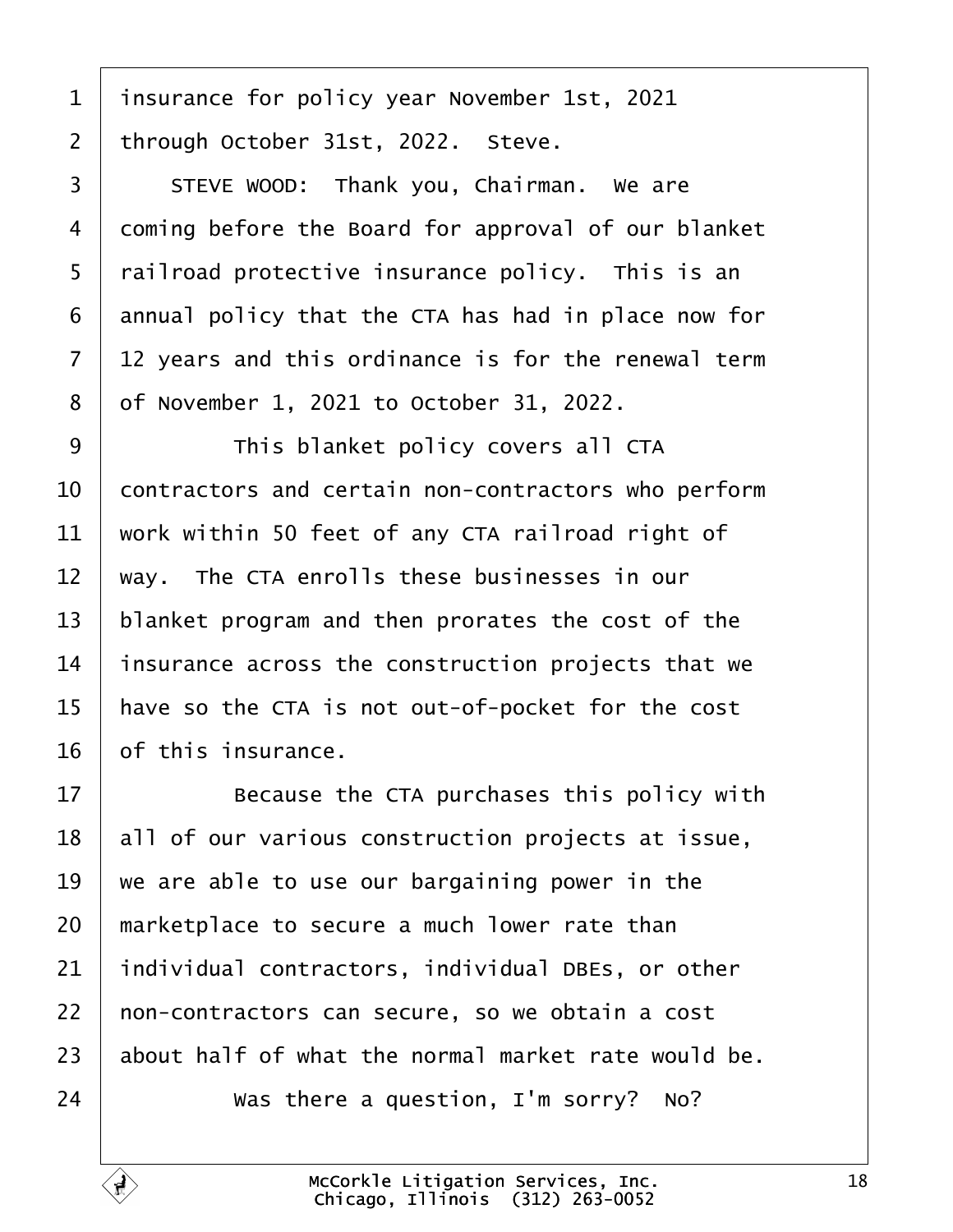insurance for policy year November 1st, 2021 through October 31st, 2022. Steve.

STEVE WOOD: Thank you, Chairman. We are coming before the Board for approval of our blanket railroad protective insurance policy. This is an annual policy that the CTA has had in place now for 12 years and this ordinance is for the renewal term of November 1, 2021 to October 31, 2022.

This blanket policy covers all CTA contractors and certain non-contractors who perform work within 50 feet of any CTA railroad right of way. The CTA enrolls these businesses in our blanket program and then prorates the cost of the insurance across the construction projects that we have so the CTA is not out-of-pocket for the cost of this insurance.

Because the CTA purchases this policy with all of our various construction projects at issue, we are able to use our bargaining power in the marketplace to secure a much lower rate than individual contractors, individual DBEs, or other non-contractors can secure, so we obtain a cost about half of what the normal market rate would be.

Was there a question, I'm sorry? No?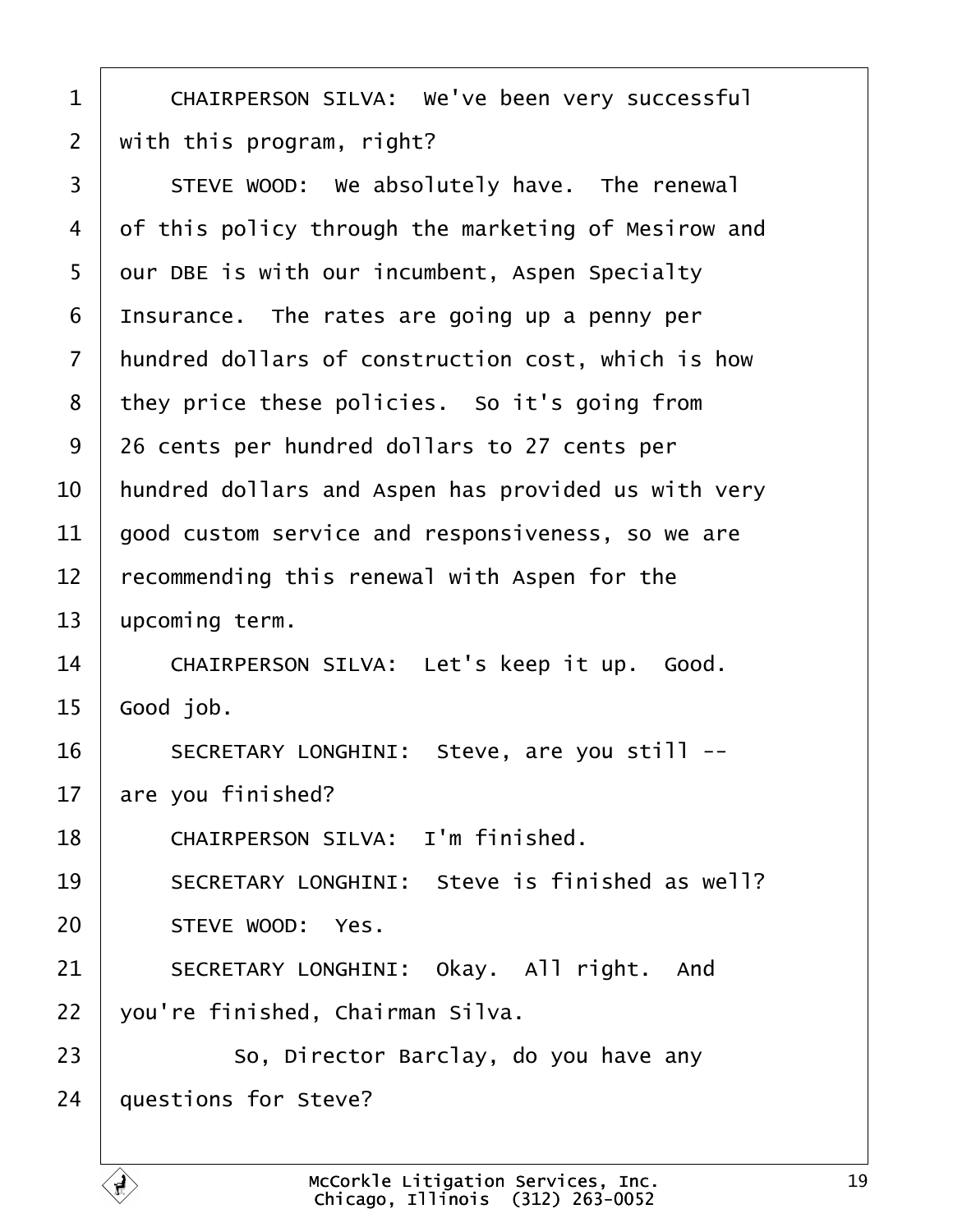CHAIRPERSON SILVA: We've been very successful with this program, right?

STEVE WOOD: We absolutely have. The renewal of this policy through the marketing of Mesirow and our DBE is with our incumbent, Aspen Specialty Insurance. The rates are going up a penny per hundred dollars of construction cost, which is how they price these policies. So it's going from 26 cents per hundred dollars to 27 cents per hundred dollars and Aspen has provided us with very good custom service and responsiveness, so we are recommending this renewal with Aspen for the upcoming term.

CHAIRPERSON SILVA: Let's keep it up. Good. Good job.

SECRETARY LONGHINI: Steve, are you still -- are you finished?

CHAIRPERSON SILVA: I'm finished.

SECRETARY LONGHINI: Steve is finished as well?

STEVE WOOD: Yes.

SECRETARY LONGHINI: Okay. All right. And you're finished, Chairman Silva.

So, Director Barclay, do you have any questions for Steve?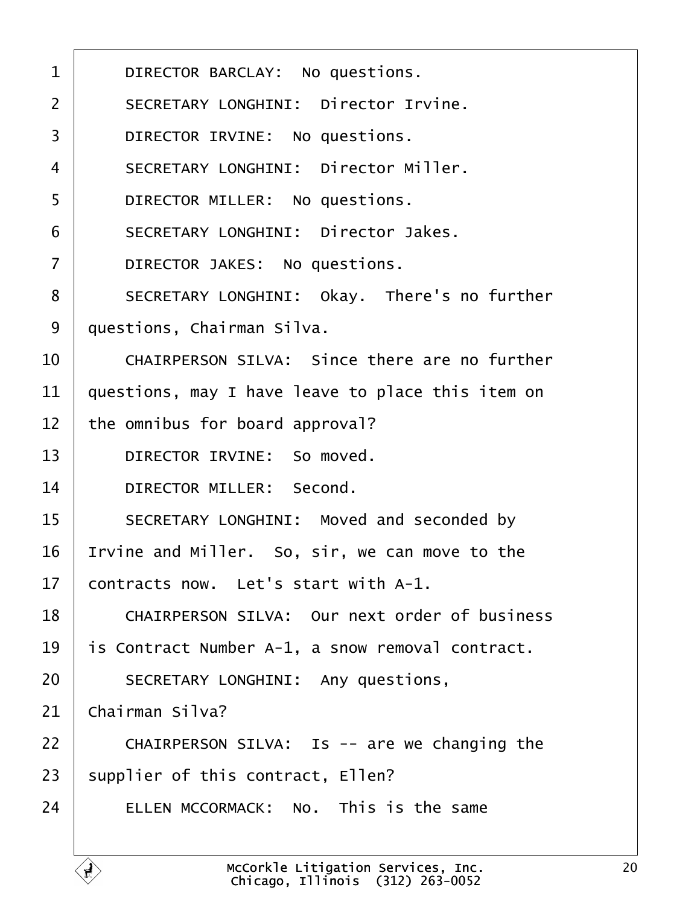DIRECTOR BARCLAY: No questions.

SECRETARY LONGHINI: Director Irvine.

DIRECTOR IRVINE: No questions.

SECRETARY LONGHINI: Director Miller.

DIRECTOR MILLER: No questions.

SECRETARY LONGHINI: Director Jakes.

DIRECTOR JAKES: No questions.

SECRETARY LONGHINI: Okay. There's no further questions, Chairman Silva.

CHAIRPERSON SILVA: Since there are no further questions, may I have leave to place this item on the omnibus for board approval?

DIRECTOR IRVINE: So moved.

DIRECTOR MILLER: Second.

SECRETARY LONGHINI: Moved and seconded by Irvine and Miller. So, sir, we can move to the contracts now. Let's start with A-1.

CHAIRPERSON SILVA: Our next order of business is Contract Number A-1, a snow removal contract.

SECRETARY LONGHINI: Any questions, Chairman Silva?

CHAIRPERSON SILVA: Is -- are we changing the supplier of this contract, Ellen?

ELLEN MCCORMACK: No. This is the same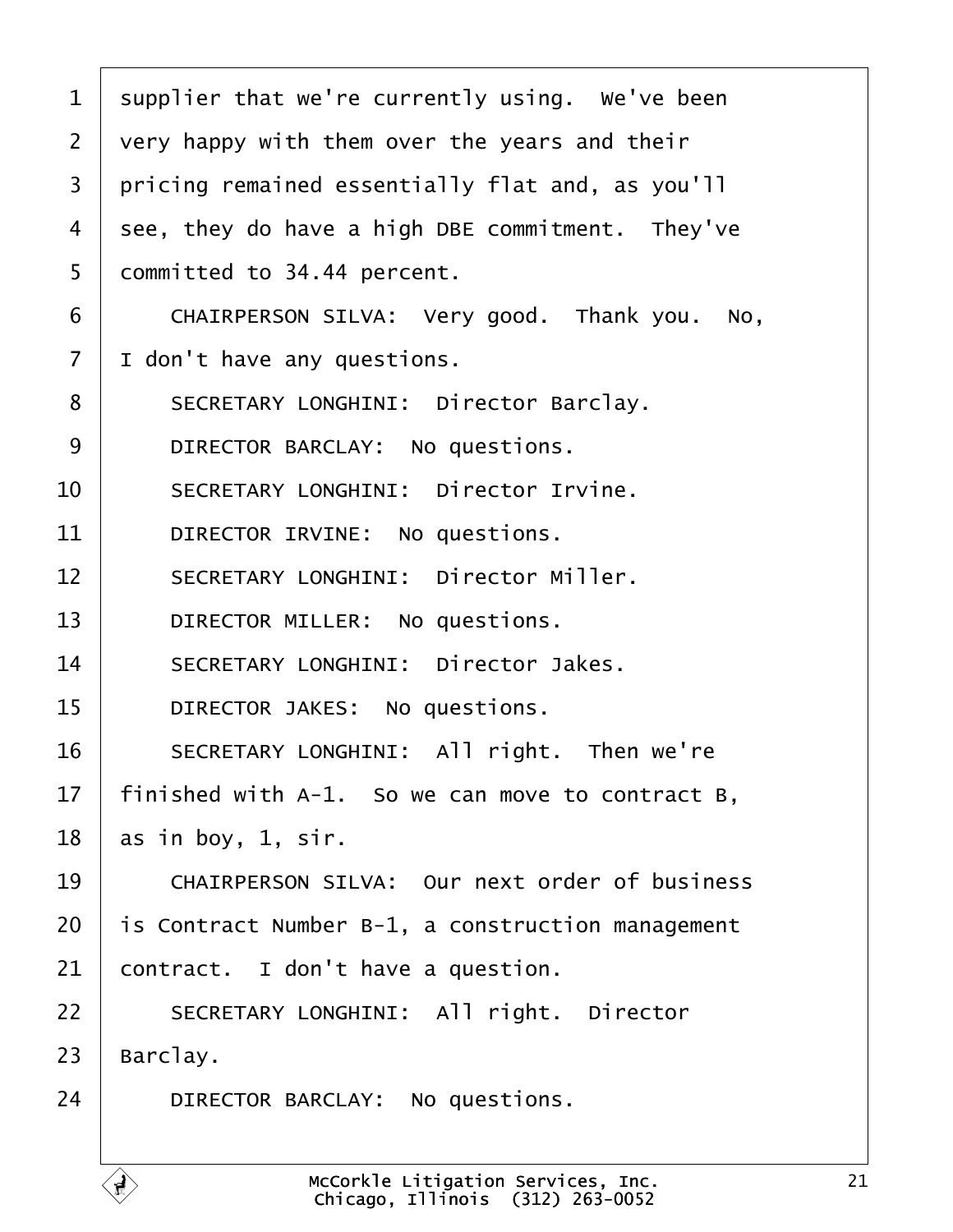1 supplier that we're currently using. We've been
2 very happy with them over the years and their
3 pricing remained essentially flat and, as you'll
4 see, they do have a high DBE commitment. They've
5 committed to 34.44 percent.
6 CHAIRPERSON SILVA: Very good. Thank you. No,
7 I don't have any questions.
8 SECRETARY LONGHINI: Director Barclay.
9 DIRECTOR BARCLAY: No questions.
10 SECRETARY LONGHINI: Director Irvine.
11 DIRECTOR IRVINE: No questions.
12 SECRETARY LONGHINI: Director Miller.
13 DIRECTOR MILLER: No questions.
14 SECRETARY LONGHINI: Director Jakes.
15 DIRECTOR JAKES: No questions.
16 SECRETARY LONGHINI: All right. Then we're
17 finished with A-1. So we can move to contract B,
18 as in boy, 1, sir.
19 CHAIRPERSON SILVA: Our next order of business
20 is Contract Number B-1, a construction management
21 contract. I don't have a question.
22 SECRETARY LONGHINI: All right. Director
23 Barclay.
24 DIRECTOR BARCLAY: No questions.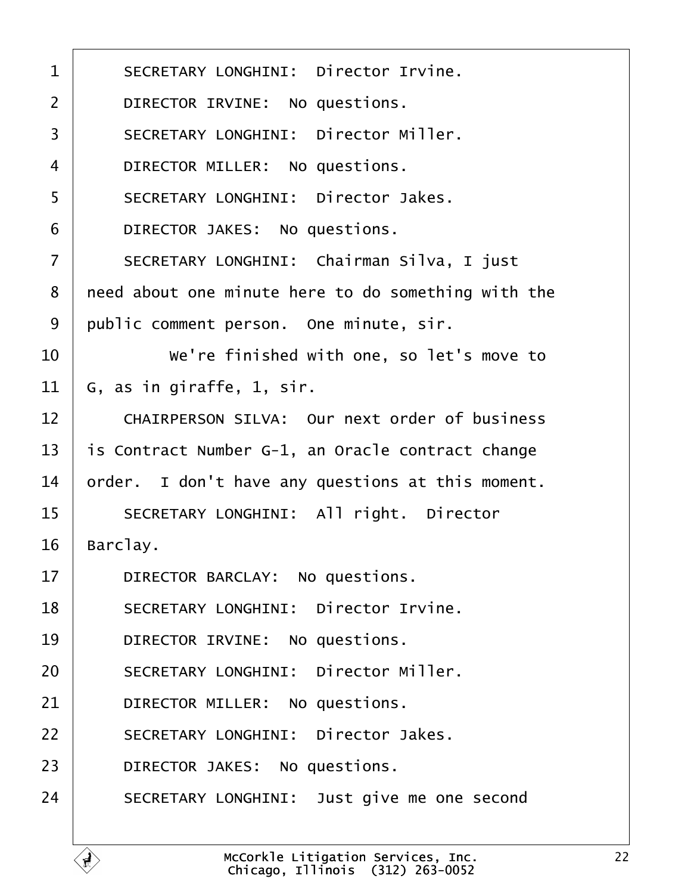SECRETARY LONGHINI: Director Irvine.

DIRECTOR IRVINE: No questions.

SECRETARY LONGHINI: Director Miller.

DIRECTOR MILLER: No questions.

SECRETARY LONGHINI: Director Jakes.

DIRECTOR JAKES: No questions.

SECRETARY LONGHINI: Chairman Silva, I just need about one minute here to do something with the public comment person. One minute, sir.

We're finished with one, so let's move to G, as in giraffe, 1, sir.

CHAIRPERSON SILVA: Our next order of business is Contract Number G-1, an Oracle contract change order. I don't have any questions at this moment.

SECRETARY LONGHINI: All right. Director Barclay.

DIRECTOR BARCLAY: No questions.

SECRETARY LONGHINI: Director Irvine.

DIRECTOR IRVINE: No questions.

SECRETARY LONGHINI: Director Miller.

DIRECTOR MILLER: No questions.

SECRETARY LONGHINI: Director Jakes.

DIRECTOR JAKES: No questions.

SECRETARY LONGHINI: Just give me one second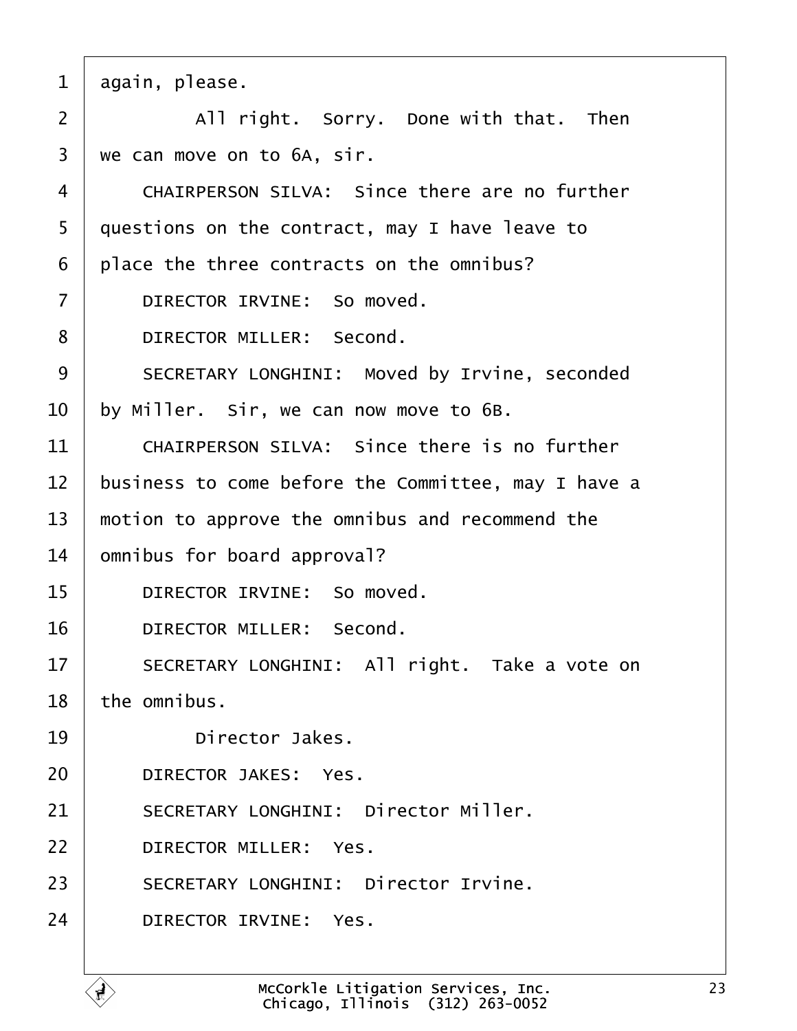1 again, please.

2 All right. Sorry. Done with that. Then

3 we can move on to 6A, sir.

4 CHAIRPERSON SILVA: Since there are no further

5 questions on the contract, may I have leave to

6 place the three contracts on the omnibus?

7 DIRECTOR IRVINE: So moved.

8 DIRECTOR MILLER: Second.

9 SECRETARY LONGHINI: Moved by Irvine, seconded

10 by Miller. Sir, we can now move to 6B.

11 CHAIRPERSON SILVA: Since there is no further

12 business to come before the Committee, may I have a

13 motion to approve the omnibus and recommend the

14 omnibus for board approval?

15 DIRECTOR IRVINE: So moved.

16 DIRECTOR MILLER: Second.

17 SECRETARY LONGHINI: All right. Take a vote on

18 the omnibus.

19 Director Jakes.

20 DIRECTOR JAKES: Yes.

21 SECRETARY LONGHINI: Director Miller.

22 DIRECTOR MILLER: Yes.

23 SECRETARY LONGHINI: Director Irvine.

24 DIRECTOR IRVINE: Yes.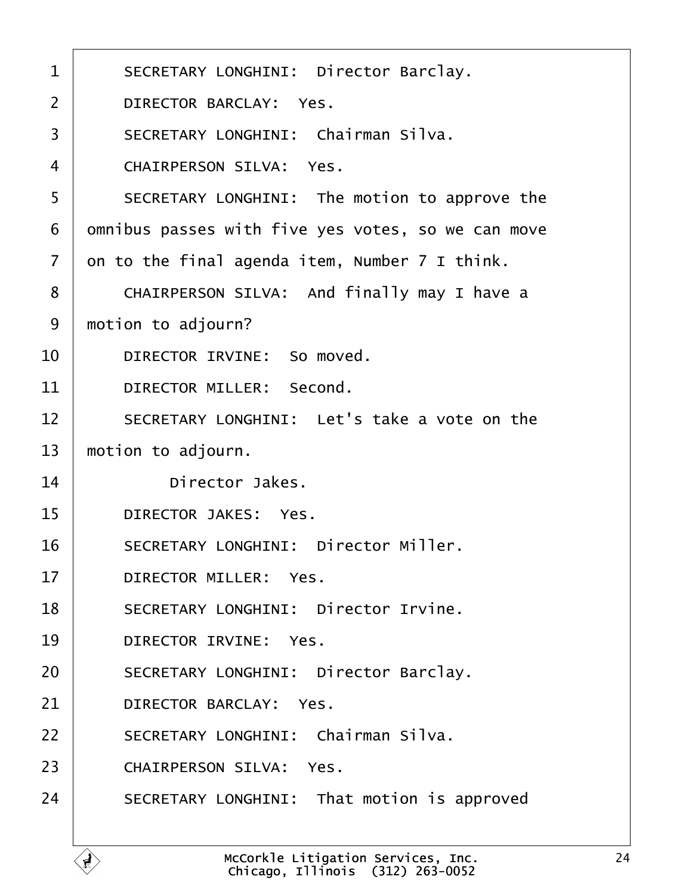1 SECRETARY LONGHINI: Director Barclay.

2 DIRECTOR BARCLAY: Yes.

3 SECRETARY LONGHINI: Chairman Silva.

4 CHAIRPERSON SILVA: Yes.

5 SECRETARY LONGHINI: The motion to approve the

6 omnibus passes with five yes votes, so we can move

7 on to the final agenda item, Number 7 I think.

8 CHAIRPERSON SILVA: And finally may I have a

9 motion to adjourn?

10 DIRECTOR IRVINE: So moved.

11 DIRECTOR MILLER: Second.

12 SECRETARY LONGHINI: Let's take a vote on the

13 motion to adjourn.

14 Director Jakes.

15 DIRECTOR JAKES: Yes.

16 SECRETARY LONGHINI: Director Miller.

17 DIRECTOR MILLER: Yes.

18 SECRETARY LONGHINI: Director Irvine.

19 DIRECTOR IRVINE: Yes.

20 SECRETARY LONGHINI: Director Barclay.

21 DIRECTOR BARCLAY: Yes.

22 SECRETARY LONGHINI: Chairman Silva.

23 CHAIRPERSON SILVA: Yes.

24 SECRETARY LONGHINI: That motion is approved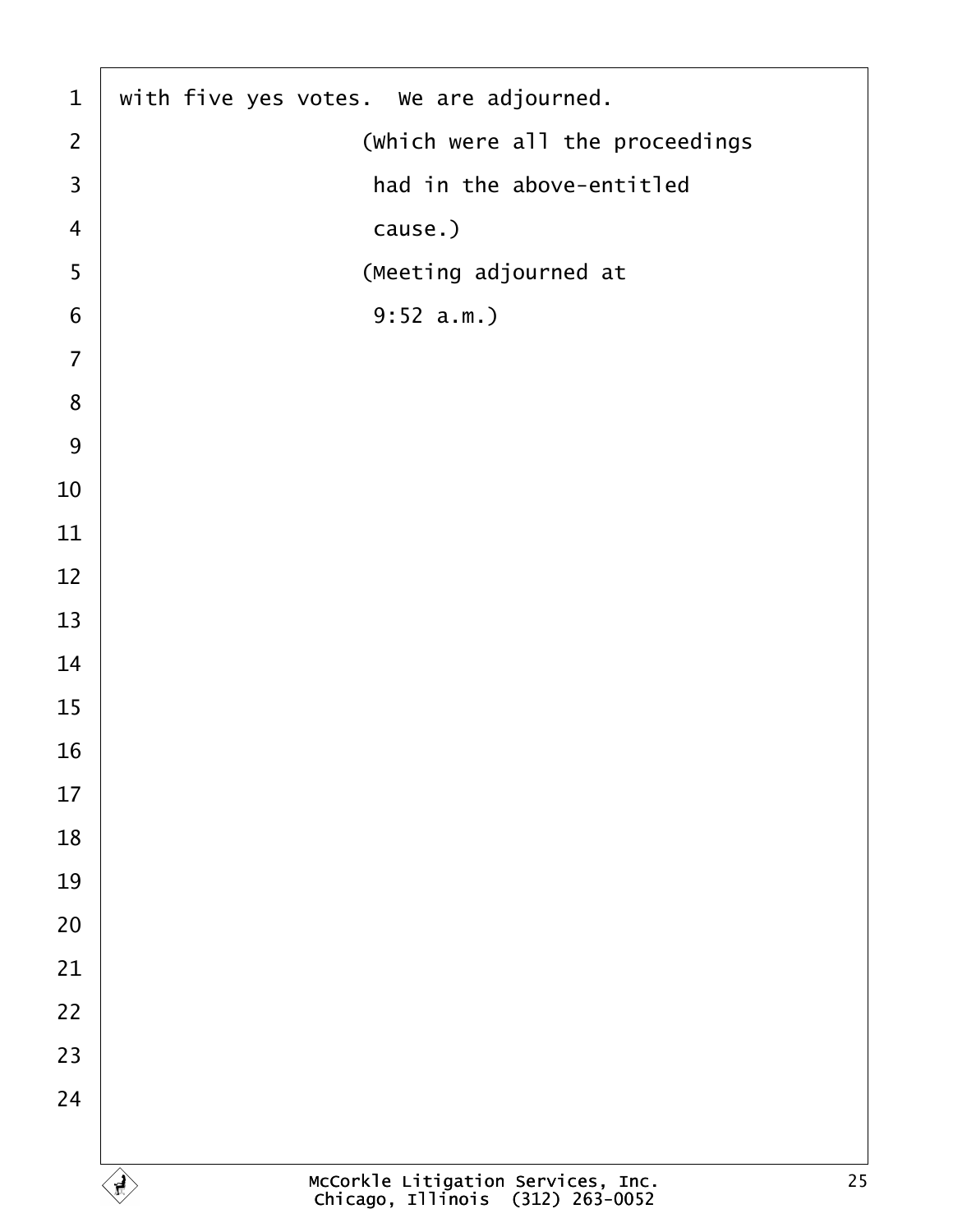with five yes votes. We are adjourned.

(Which were all the proceedings had in the above-entitled cause.)

(Meeting adjourned at 9:52 a.m.)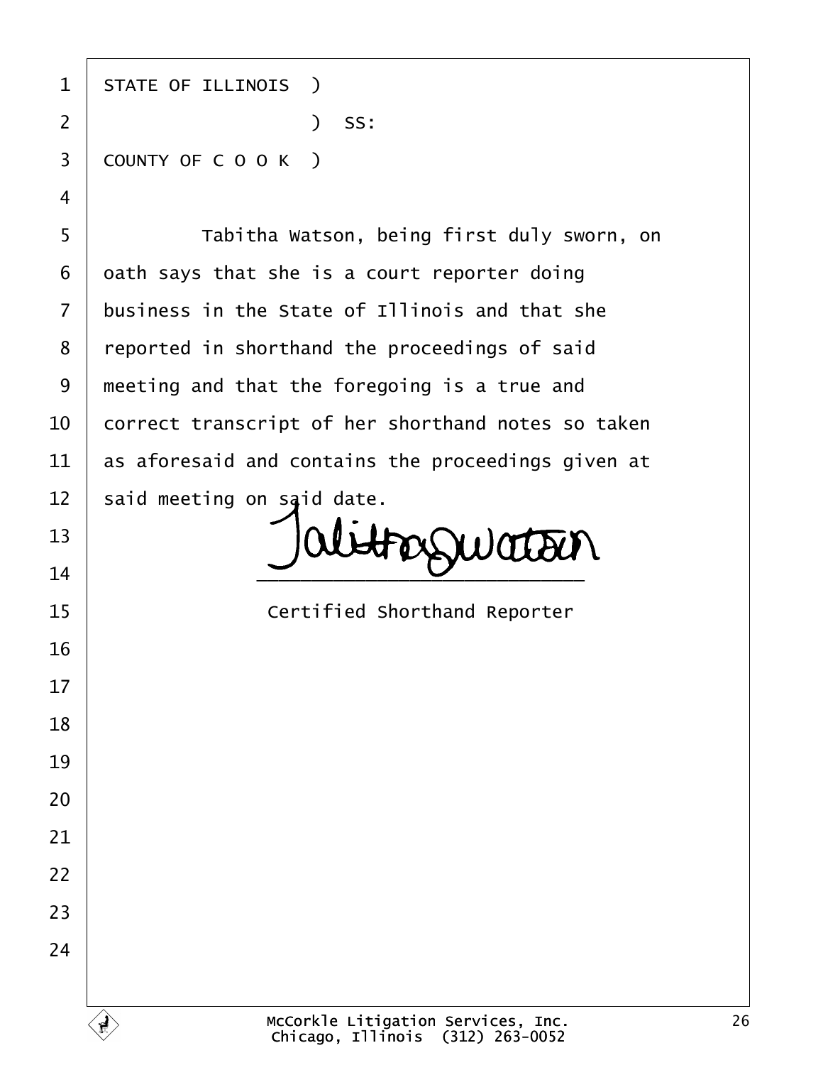STATE OF ILLINOIS )
                  ) SS:
COUNTY OF C O O K )

Tabitha Watson, being first duly sworn, on oath says that she is a court reporter doing business in the State of Illinois and that she reported in shorthand the proceedings of said meeting and that the foregoing is a true and correct transcript of her shorthand notes so taken as aforesaid and contains the proceedings given at said meeting on said date.

\_\_\_\_\_\_\_\_\_\_\_\_\_\_\_\_\_\_\_\_\_\_\_\_\_\_\_\_\_\_

Certified Shorthand Reporter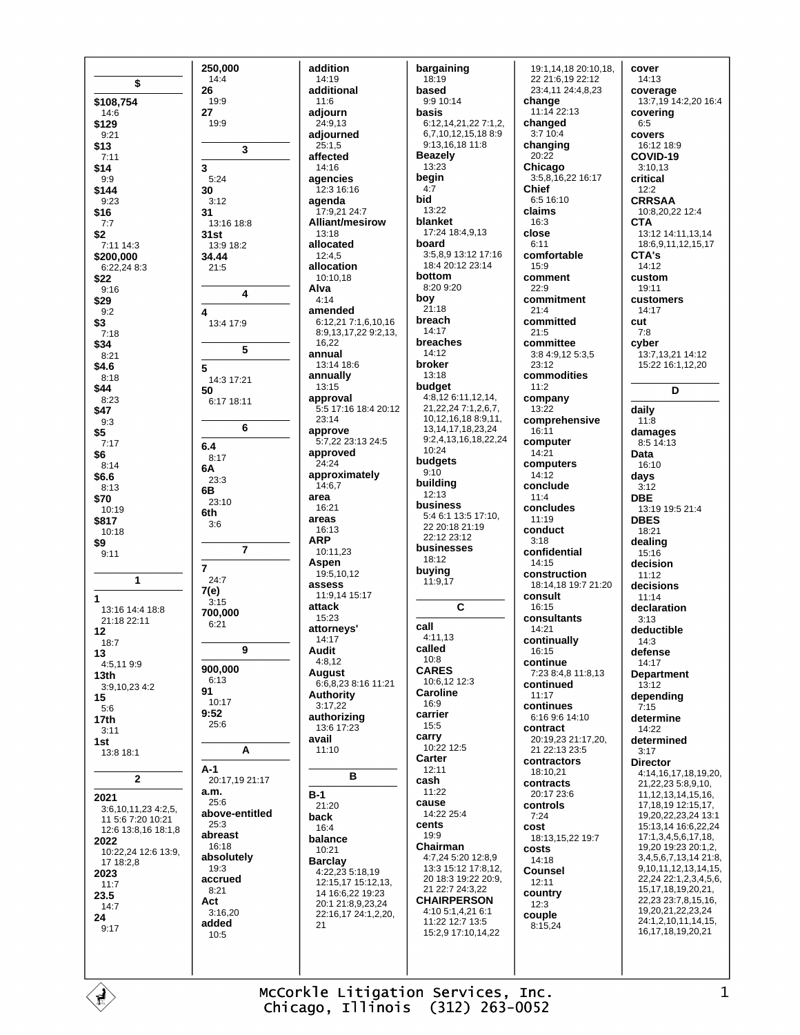## $

**$108,754**
14:6
**$129**
9:21
**$13**
7:11
**$14**
9:9
**$144**
9:23
**$16**
7:7
**$2**
7:11 14:3
**$200,000**
6:22,24 8:3
**$22**
9:16
**$29**
9:2
**$3**
7:18
**$34**
8:21
**$4.6**
8:18
**$44**
8:23
**$47**
9:3
**$5**
7:17
**$6**
8:14
**$6.6**
8:13
**$70**
10:19
**$817**
10:18
**$9**
9:11

## 1

**1**
13:16 14:4 18:8 21:18 22:11
**12**
18:7
**13**
4:5,11 9:9
**13th**
3:9,10,23 4:2
**15**
5:6
**17th**
3:11
**1st**
13:8 18:1

## 2

**2021**
3:6,10,11,23 4:2,5, 11 5:6 7:20 10:21 12:6 13:8,16 18:1,8
**2022**
10:22,24 12:6 13:9, 17 18:2,8
**2023**
11:7
**23.5**
14:7
**24**
9:17
**250,000**
14:4
**26**
19:9
**27**
19:9

## 3

**3**
5:24
**30**
3:12
**31**
13:16 18:8
**31st**
13:9 18:2
**34.44**
21:5

## 4

**4**
13:4 17:9

## 5

**5**
14:3 17:21
**50**
6:17 18:11

## 6

**6.4**
8:17
**6A**
23:3
**6B**
23:10
**6th**
3:6

## 7

**7**
24:7
**7(e)**
3:15
**700,000**
6:21

## 9

**900,000**
6:13
**91**
10:17
**9:52**
25:6

## A

**A-1**
20:17,19 21:17
**a.m.**
25:6
**above-entitled**
25:3
**abreast**
16:18
**absolutely**
19:3
**accrued**
8:21
**Act**
3:16,20
**added**
10:5
**addition**
14:19
**additional**
11:6
**adjourn**
24:9,13
**adjourned**
25:1,5
**affected**
14:16
**agencies**
12:3 16:16
**agenda**
17:9,21 24:7
**Alliant/mesirow**
13:18
**allocated**
12:4,5
**allocation**
10:10,18
**Alva**
4:14
**amended**
6:12,21 7:1,6,10,16 8:9,13,17,22 9:2,13, 16,22
**annual**
13:14 18:6
**annually**
13:15
**approval**
5:5 17:16 18:4 20:12 23:14
**approve**
5:7,22 23:13 24:5
**approved**
24:24
**approximately**
14:6,7
**area**
16:21
**areas**
16:13
**ARP**
10:11,23
**Aspen**
19:5,10,12
**assess**
11:9,14 15:17
**attack**
15:23
**attorneys'**
14:17
**Audit**
4:8,12
**August**
6:6,8,23 8:16 11:21
**Authority**
3:17,22
**authorizing**
13:6 17:23
**avail**
11:10

## B

**B-1**
21:20
**back**
16:4
**balance**
10:21
**Barclay**
4:22,23 5:18,19 12:15,17 15:12,13, 14 16:6,22 19:23 20:1 21:8,9,23,24 22:16,17 24:1,2,20, 21
**bargaining**
18:19
**based**
9:9 10:14
**basis**
6:12,14,21,22 7:1,2, 6,7,10,12,15,18 8:9 9:13,16,18 11:8
**Beazely**
13:23
**begin**
4:7
**bid**
13:22
**blanket**
17:24 18:4,9,13
**board**
3:5,8,9 13:12 17:16 18:4 20:12 23:14
**bottom**
8:20 9:20
**boy**
21:18
**breach**
14:17
**breaches**
14:12
**broker**
13:18
**budget**
4:8,12 6:11,12,14, 21,22,24 7:1,2,6,7, 10,12,16,18 8:9,11, 13,14,17,18,23,24 9:2,4,13,16,18,22,24 10:24
**budgets**
9:10
**building**
12:13
**business**
5:4 6:1 13:5 17:10, 22 20:18 21:19 22:12 23:12
**businesses**
18:12
**buying**
11:9,17

## C

**call**
4:11,13
**called**
10:8
**CARES**
10:6,12 12:3
**Caroline**
16:9
**carrier**
15:5
**carry**
10:22 12:5
**Carter**
12:11
**cash**
11:22
**cause**
14:22 25:4
**cents**
19:9
**Chairman**
4:7,24 5:20 12:8,9 13:3 15:12 17:8,12, 20 18:3 19:22 20:9, 21 22:7 24:3,22
**CHAIRPERSON**
4:10 5:1,4,21 6:1 11:22 12:7 13:5 15:2,9 17:10,14,22 19:1,14,18 20:10,18, 22 21:6,19 22:12 23:4,11 24:4,8,23
**change**
11:14 22:13
**changed**
3:7 10:4
**changing**
20:22
**Chicago**
3:5,8,16,22 16:17
**Chief**
6:5 16:10
**claims**
16:3
**close**
6:11
**comfortable**
15:9
**comment**
22:9
**commitment**
21:4
**committed**
21:5
**committee**
3:8 4:9,12 5:3,5 23:12
**commodities**
11:2
**company**
13:22
**comprehensive**
16:11
**computer**
14:21
**computers**
14:12
**conclude**
11:4
**concludes**
11:19
**conduct**
3:18
**confidential**
14:15
**construction**
18:14,18 19:7 21:20
**consult**
16:15
**consultants**
14:21
**continually**
16:15
**continue**
7:23 8:4,8 11:8,13
**continued**
11:17
**continues**
6:16 9:6 14:10
**contract**
20:19,23 21:17,20, 21 22:13 23:5
**contractors**
18:10,21
**contracts**
20:17 23:6
**controls**
7:24
**cost**
18:13,15,22 19:7
**costs**
14:18
**Counsel**
12:11
**country**
12:3
**couple**
8:15,24
**cover**
14:13
**coverage**
13:7,19 14:2,20 16:4
**covering**
6:5
**covers**
16:12 18:9
**COVID-19**
3:10,13
**critical**
12:2
**CRRSAA**
10:8,20,22 12:4
**CTA**
13:12 14:11,13,14 18:6,9,11,12,15,17
**CTA's**
14:12
**custom**
19:11
**customers**
14:17
**cut**
7:8
**cyber**
13:7,13,21 14:12 15:22 16:1,12,20

## D

**daily**
11:8
**damages**
8:5 14:13
**Data**
16:10
**days**
3:12
**DBE**
13:19 19:5 21:4
**DBES**
18:21
**dealing**
15:16
**decision**
11:12
**decisions**
11:14
**declaration**
3:13
**deductible**
14:3
**defense**
14:17
**Department**
13:12
**depending**
7:15
**determine**
14:22
**determined**
3:17
**Director**
4:14,16,17,18,19,20, 21,22,23 5:8,9,10, 11,12,13,14,15,16, 17,18,19 12:15,17, 19,20,22,23,24 13:1 15:13,14 16:6,22,24 17:1,3,4,5,6,17,18, 19,20 19:23 20:1,2, 3,4,5,6,7,13,14 21:8, 9,10,11,12,13,14,15, 22,24 22:1,2,3,4,5,6, 15,17,18,19,20,21, 22,23 23:7,8,15,16, 19,20,21,22,23,24 24:1,2,10,11,14,15, 16,17,18,19,20,21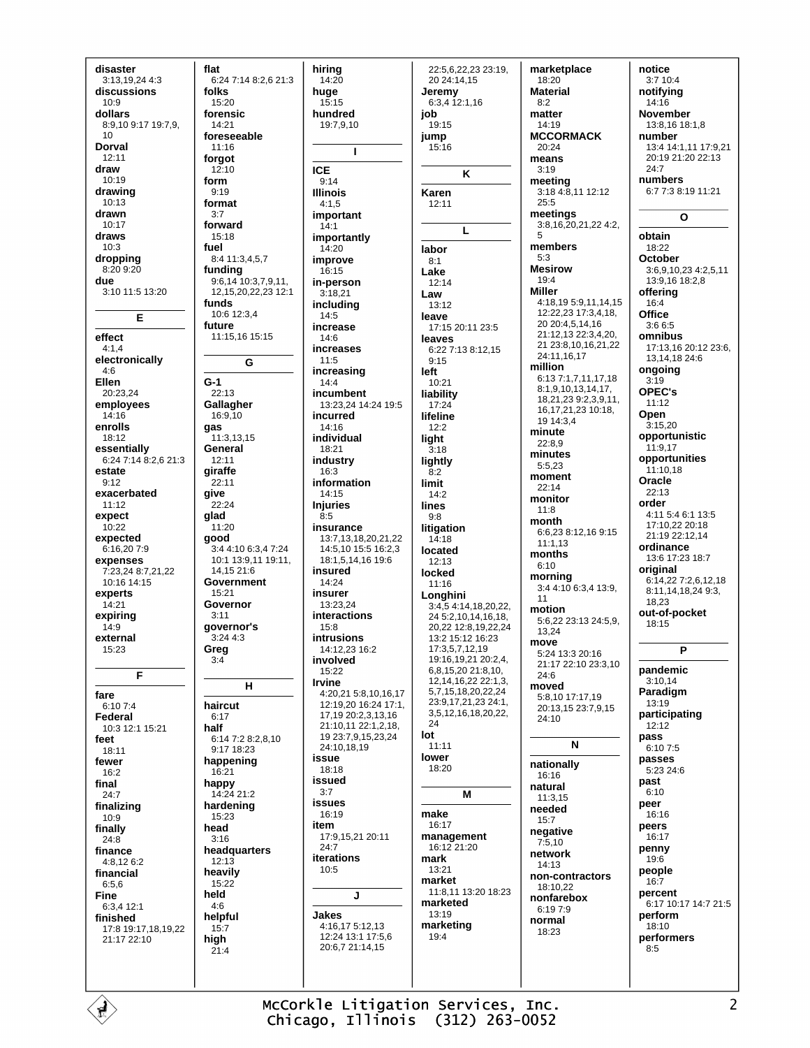**disaster**
3:13,19,24 4:3
**discussions**
10:9
**dollars**
8:9,10 9:17 19:7,9, 10
**Dorval**
12:11
**draw**
10:19
**drawing**
10:13
**drawn**
10:17
**draws**
10:3
**dropping**
8:20 9:20
**due**
3:10 11:5 13:20

### E

**effect**
4:1,4
**electronically**
4:6
**Ellen**
20:23,24
**employees**
14:16
**enrolls**
18:12
**essentially**
6:24 7:14 8:2,6 21:3
**estate**
9:12
**exacerbated**
11:12
**expect**
10:22
**expected**
6:16,20 7:9
**expenses**
7:23,24 8:7,21,22 10:16 14:15
**experts**
14:21
**expiring**
14:9
**external**
15:23

### F

**fare**
6:10 7:4
**Federal**
10:3 12:1 15:21
**feet**
18:11
**fewer**
16:2
**final**
24:7
**finalizing**
10:9
**finally**
24:8
**finance**
4:8,12 6:2
**financial**
6:5,6
**Fine**
6:3,4 12:1
**finished**
17:8 19:17,18,19,22 21:17 22:10

**flat**
6:24 7:14 8:2,6 21:3
**folks**
15:20
**forensic**
14:21
**foreseeable**
11:16
**forgot**
12:10
**form**
9:19
**format**
3:7
**forward**
15:18
**fuel**
8:4 11:3,4,5,7
**funding**
9:6,14 10:3,7,9,11, 12,15,20,22,23 12:1
**funds**
10:6 12:3,4
**future**
11:15,16 15:15

### G

**G-1**
22:13
**Gallagher**
16:9,10
**gas**
11:3,13,15
**General**
12:11
**giraffe**
22:11
**give**
22:24
**glad**
11:20
**good**
3:4 4:10 6:3,4 7:24 10:1 13:9,11 19:11, 14,15 21:6
**Government**
15:21
**Governor**
3:11
**governor's**
3:24 4:3
**Greg**
3:4

### H

**haircut**
6:17
**half**
6:14 7:2 8:2,8,10 9:17 18:23
**happening**
16:21
**happy**
14:24 21:2
**hardening**
15:23
**head**
3:16
**headquarters**
12:13
**heavily**
15:22
**held**
4:6
**helpful**
15:7
**high**
21:4

**hiring**
14:20
**huge**
15:15
**hundred**
19:7,9,10

### I

**ICE**
9:14
**Illinois**
4:1,5
**important**
14:1
**importantly**
14:20
**improve**
16:15
**in-person**
3:18,21
**including**
14:5
**increase**
14:6
**increases**
11:5
**increasing**
14:4
**incumbent**
13:23,24 14:24 19:5
**incurred**
14:16
**individual**
18:21
**industry**
16:3
**information**
14:15
**Injuries**
8:5
**insurance**
13:7,13,18,20,21,22 14:5,10 15:5 16:2,3 18:1,5,14,16 19:6
**insured**
14:24
**insurer**
13:23,24
**interactions**
15:8
**intrusions**
14:12,23 16:2
**involved**
15:22
**Irvine**
4:20,21 5:8,10,16,17 12:19,20 16:24 17:1, 17,19 20:2,3,13,16 21:10,11 22:1,2,18, 19 23:7,9,15,23,24 24:10,18,19
**issue**
18:18
**issued**
3:7
**issues**
16:19
**item**
17:9,15,21 20:11 24:7
**iterations**
10:5

### J

**Jakes**
4:16,17 5:12,13 12:24 13:1 17:5,6 20:6,7 21:14,15
22:5,6,22,23 23:19, 20 24:14,15
**Jeremy**
6:3,4 12:1,16
**job**
19:15
**jump**
15:16

### K

**Karen**
12:11

### L

**labor**
8:1
**Lake**
12:14
**Law**
13:12
**leave**
17:15 20:11 23:5
**leaves**
6:22 7:13 8:12,15 9:15
**left**
10:21
**liability**
17:24
**lifeline**
12:2
**light**
3:18
**lightly**
8:2
**limit**
14:2
**lines**
9:8
**litigation**
14:18
**located**
12:13
**locked**
11:16
**Longhini**
3:4,5 4:14,18,20,22, 24 5:2,10,14,16,18, 20,22 12:8,19,22,24 13:2 15:12 16:23 17:3,5,7,12,19 19:16,19,21 20:2,4, 6,8,15,20 21:8,10, 12,14,16,22 22:1,3, 5,7,15,18,20,22,24 23:9,17,21,23 24:1, 3,5,12,16,18,20,22, 24
**lot**
11:11
**lower**
18:20

### M

**make**
16:17
**management**
16:12 21:20
**mark**
13:21
**market**
11:8,11 13:20 18:23
**marketed**
13:19
**marketing**
19:4

**marketplace**
18:20
**Material**
8:2
**matter**
14:19
**MCCORMACK**
20:24
**means**
3:19
**meeting**
3:18 4:8,11 12:12 25:5
**meetings**
3:8,16,20,21,22 4:2, 5
**members**
5:3
**Mesirow**
19:4
**Miller**
4:18,19 5:9,11,14,15 12:22,23 17:3,4,18, 20 20:4,5,14,16 21:12,13 22:3,4,20, 21 23:8,10,16,21,22 24:11,16,17
**million**
6:13 7:1,7,11,17,18 8:1,9,10,13,14,17, 18,21,23 9:2,3,9,11, 16,17,21,23 10:18, 19 14:3,4
**minute**
22:8,9
**minutes**
5:5,23
**moment**
22:14
**monitor**
11:8
**month**
6:6,23 8:12,16 9:15 11:1,13
**months**
6:10
**morning**
3:4 4:10 6:3,4 13:9, 11
**motion**
5:6,22 23:13 24:5,9, 13,24
**move**
5:24 13:3 20:16 21:17 22:10 23:3,10 24:6
**moved**
5:8,10 17:17,19 20:13,15 23:7,9,15 24:10

### N

**nationally**
16:16
**natural**
11:3,15
**needed**
15:7
**negative**
7:5,10
**network**
14:13
**non-contractors**
18:10,22
**nonfarebox**
6:19 7:9
**normal**
18:23

**notice**
3:7 10:4
**notifying**
14:16
**November**
13:8,16 18:1,8
**number**
13:4 14:1,11 17:9,21 20:19 21:20 22:13 24:7
**numbers**
6:7 7:3 8:19 11:21

### O

**obtain**
18:22
**October**
3:6,9,10,23 4:2,5,11 13:9,16 18:2,8
**offering**
16:4
**Office**
3:6 6:5
**omnibus**
17:13,16 20:12 23:6, 13,14,18 24:6
**ongoing**
3:19
**OPEC's**
11:12
**Open**
3:15,20
**opportunistic**
11:9,17
**opportunities**
11:10,18
**Oracle**
22:13
**order**
4:11 5:4 6:1 13:5 17:10,22 20:18 21:19 22:12,14
**ordinance**
13:6 17:23 18:7
**original**
6:14,22 7:2,6,12,18 8:11,14,18,24 9:3, 18,23
**out-of-pocket**
18:15

### P

**pandemic**
3:10,14
**Paradigm**
13:19
**participating**
12:12
**pass**
6:10 7:5
**passes**
5:23 24:6
**past**
6:10
**peer**
16:16
**peers**
16:17
**penny**
19:6
**people**
16:7
**percent**
6:17 10:17 14:7 21:5
**perform**
18:10
**performers**
8:5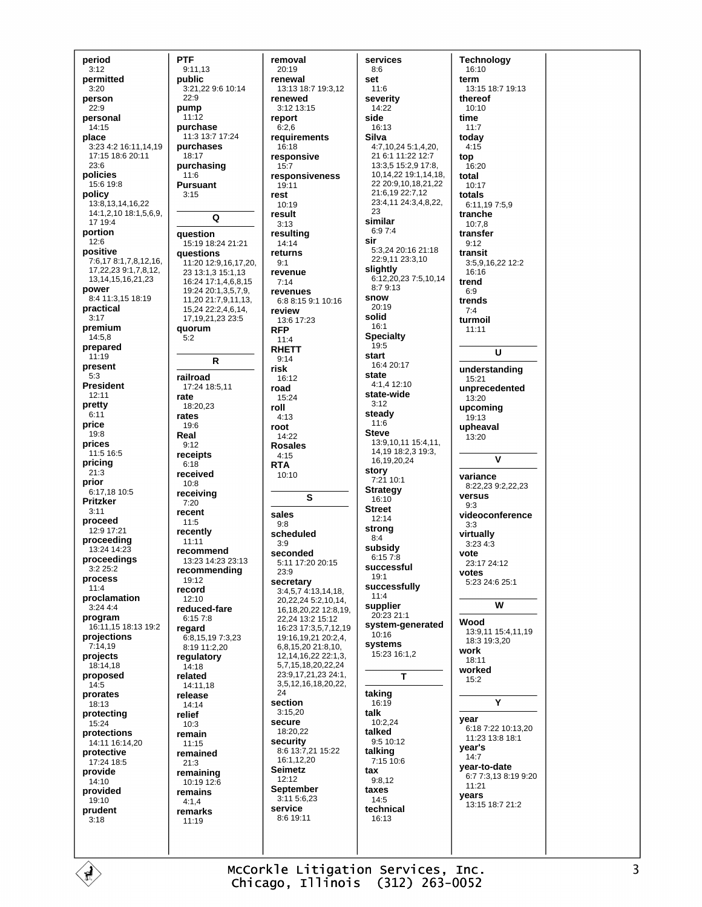**period**
3:12
**permitted**
3:20
**person**
22:9
**personal**
14:15
**place**
3:23 4:2 16:11,14,19 17:15 18:6 20:11 23:6
**policies**
15:6 19:8
**policy**
13:8,13,14,16,22 14:1,2,10 18:1,5,6,9, 17 19:4
**portion**
12:6
**positive**
7:6,17 8:1,7,8,12,16, 17,22,23 9:1,7,8,12, 13,14,15,16,21,23
**power**
8:4 11:3,15 18:19
**practical**
3:17
**premium**
14:5,8
**prepared**
11:19
**present**
5:3
**President**
12:11
**pretty**
6:11
**price**
19:8
**prices**
11:5 16:5
**pricing**
21:3
**prior**
6:17,18 10:5
**Pritzker**
3:11
**proceed**
12:9 17:21
**proceeding**
13:24 14:23
**proceedings**
3:2 25:2
**process**
11:4
**proclamation**
3:24 4:4
**program**
16:11,15 18:13 19:2
**projections**
7:14,19
**projects**
18:14,18
**proposed**
14:5
**prorates**
18:13
**protecting**
15:24
**protections**
14:11 16:14,20
**protective**
17:24 18:5
**provide**
14:10
**provided**
19:10
**prudent**
3:18

**PTF**
9:11,13
**public**
3:21,22 9:6 10:14 22:9
**pump**
11:12
**purchase**
11:3 13:7 17:24
**purchases**
18:17
**purchasing**
11:6
**Pursuant**
3:15

## Q

**question**
15:19 18:24 21:21
**questions**
11:20 12:9,16,17,20, 23 13:1,3 15:1,13 16:24 17:1,4,6,8,15 19:24 20:1,3,5,7,9, 11,20 21:7,9,11,13, 15,24 22:2,4,6,14, 17,19,21,23 23:5
**quorum**
5:2

## R

**railroad**
17:24 18:5,11
**rate**
18:20,23
**rates**
19:6
**Real**
9:12
**receipts**
6:18
**received**
10:8
**receiving**
7:20
**recent**
11:5
**recently**
11:11
**recommend**
13:23 14:23 23:13
**recommending**
19:12
**record**
12:10
**reduced-fare**
6:15 7:8
**regard**
6:8,15,19 7:3,23 8:19 11:2,20
**regulatory**
14:18
**related**
14:11,18
**release**
14:14
**relief**
10:3
**remain**
11:15
**remained**
21:3
**remaining**
10:19 12:6
**remains**
4:1,4
**remarks**
11:19

**removal**
20:19
**renewal**
13:13 18:7 19:3,12
**renewed**
3:12 13:15
**report**
6:2,6
**requirements**
16:18
**responsive**
15:7
**responsiveness**
19:11
**rest**
10:19
**result**
3:13
**resulting**
14:14
**returns**
9:1
**revenue**
7:14
**revenues**
6:8 8:15 9:1 10:16
**review**
13:6 17:23
**RFP**
11:4
**RHETT**
9:14
**risk**
16:12
**road**
15:24
**roll**
4:13
**root**
14:22
**Rosales**
4:15
**RTA**
10:10

## S

**sales**
9:8
**scheduled**
3:9
**seconded**
5:11 17:20 20:15 23:9
**secretary**
3:4,5,7 4:13,14,18, 20,22,24 5:2,10,14, 16,18,20,22 12:8,19, 22,24 13:2 15:12 16:23 17:3,5,7,12,19 19:16,19,21 20:2,4, 6,8,15,20 21:8,10, 12,14,16,22 22:1,3, 5,7,15,18,20,22,24 23:9,17,21,23 24:1, 3,5,12,16,18,20,22, 24
**section**
3:15,20
**secure**
18:20,22
**security**
8:6 13:7,21 15:22 16:1,12,20
**Seimetz**
12:12
**September**
3:11 5:6,23
**service**
8:6 19:11

**services**
8:6
**set**
11:6
**severity**
14:22
**side**
16:13
**Silva**
4:7,10,24 5:1,4,20, 21 6:1 11:22 12:7 13:3,5 15:2,9 17:8, 10,14,22 19:1,14,18, 22 20:9,10,18,21,22 21:6,19 22:7,12 23:4,11 24:3,4,8,22, 23
**similar**
6:9 7:4
**sir**
5:3,24 20:16 21:18 22:9,11 23:3,10
**slightly**
6:12,20,23 7:5,10,14 8:7 9:13
**snow**
20:19
**solid**
16:1
**Specialty**
19:5
**start**
16:4 20:17
**state**
4:1,4 12:10
**state-wide**
3:12
**steady**
11:6
**Steve**
13:9,10,11 15:4,11, 14,19 18:2,3 19:3, 16,19,20,24
**story**
7:21 10:1
**Strategy**
16:10
**Street**
12:14
**strong**
8:4
**subsidy**
6:15 7:8
**successful**
19:1
**successfully**
11:4
**supplier**
20:23 21:1
**system-generated**
10:16
**systems**
15:23 16:1,2

## T

**taking**
16:19
**talk**
10:2,24
**talked**
9:5 10:12
**talking**
7:15 10:6
**tax**
9:8,12
**taxes**
14:5
**technical**
16:13

**Technology**
16:10
**term**
13:15 18:7 19:13
**thereof**
10:10
**time**
11:7
**today**
4:15
**top**
16:20
**total**
10:17
**totals**
6:11,19 7:5,9
**tranche**
10:7,8
**transfer**
9:12
**transit**
3:5,9,16,22 12:2 16:16
**trend**
6:9
**trends**
7:4
**turmoil**
11:11

## U

**understanding**
15:21
**unprecedented**
13:20
**upcoming**
19:13
**upheaval**
13:20

## V

**variance**
8:22,23 9:2,22,23
**versus**
9:3
**videoconference**
3:3
**virtually**
3:23 4:3
**vote**
23:17 24:12
**votes**
5:23 24:6 25:1

## W

**Wood**
13:9,11 15:4,11,19 18:3 19:3,20
**work**
18:11
**worked**
15:2

## Y

**year**
6:18 7:22 10:13,20 11:23 13:8 18:1
**year's**
14:7
**year-to-date**
6:7 7:3,13 8:19 9:20 11:21
**years**
13:15 18:7 21:2

McCorkle Litigation Services, Inc.
Chicago, Illinois (312) 263-0052